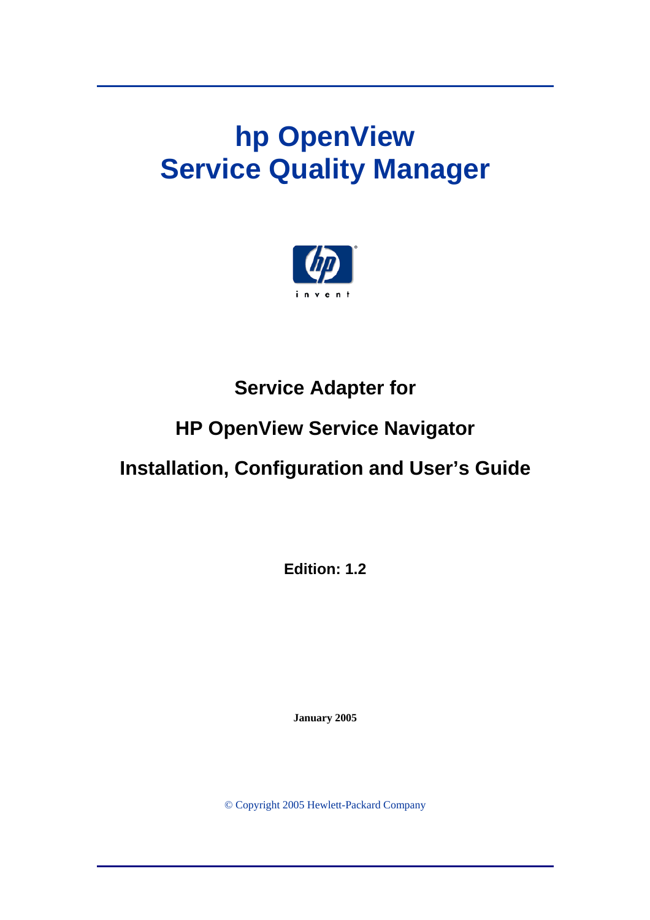# hp OpenView
# Service Quality Manager

## Service Adapter for

## HP OpenView Service Navigator

## Installation, Configuration and User's Guide

**Edition: 1.2**

**January 2005**

© Copyright 2005 Hewlett-Packard Company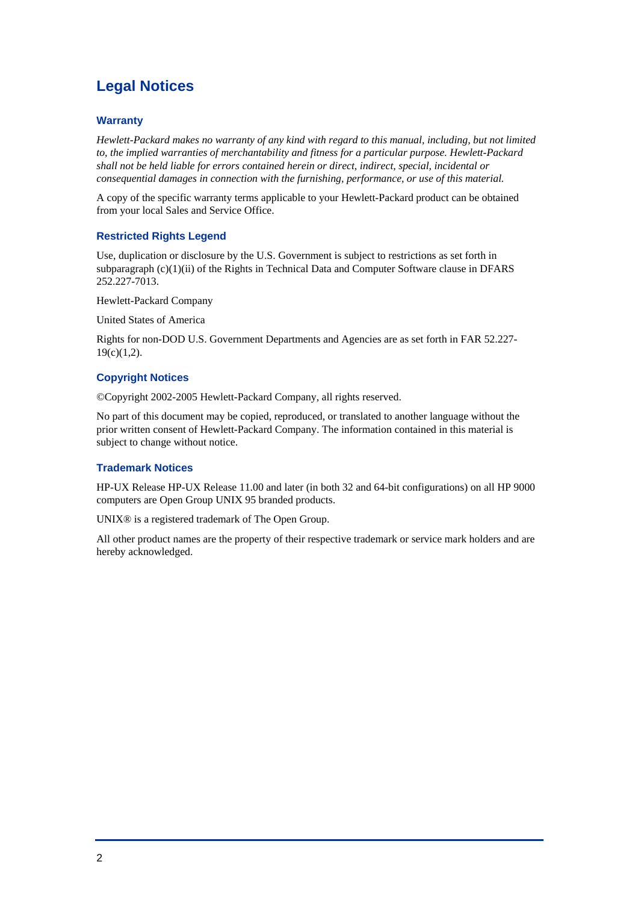# Legal Notices

## Warranty

*Hewlett-Packard makes no warranty of any kind with regard to this manual, including, but not limited to, the implied warranties of merchantability and fitness for a particular purpose. Hewlett-Packard shall not be held liable for errors contained herein or direct, indirect, special, incidental or consequential damages in connection with the furnishing, performance, or use of this material.*

A copy of the specific warranty terms applicable to your Hewlett-Packard product can be obtained from your local Sales and Service Office.

## Restricted Rights Legend

Use, duplication or disclosure by the U.S. Government is subject to restrictions as set forth in subparagraph (c)(1)(ii) of the Rights in Technical Data and Computer Software clause in DFARS 252.227-7013.

Hewlett-Packard Company

United States of America

Rights for non-DOD U.S. Government Departments and Agencies are as set forth in FAR 52.227-19(c)(1,2).

## Copyright Notices

©Copyright 2002-2005 Hewlett-Packard Company, all rights reserved.

No part of this document may be copied, reproduced, or translated to another language without the prior written consent of Hewlett-Packard Company. The information contained in this material is subject to change without notice.

## Trademark Notices

HP-UX Release HP-UX Release 11.00 and later (in both 32 and 64-bit configurations) on all HP 9000 computers are Open Group UNIX 95 branded products.

UNIX® is a registered trademark of The Open Group.

All other product names are the property of their respective trademark or service mark holders and are hereby acknowledged.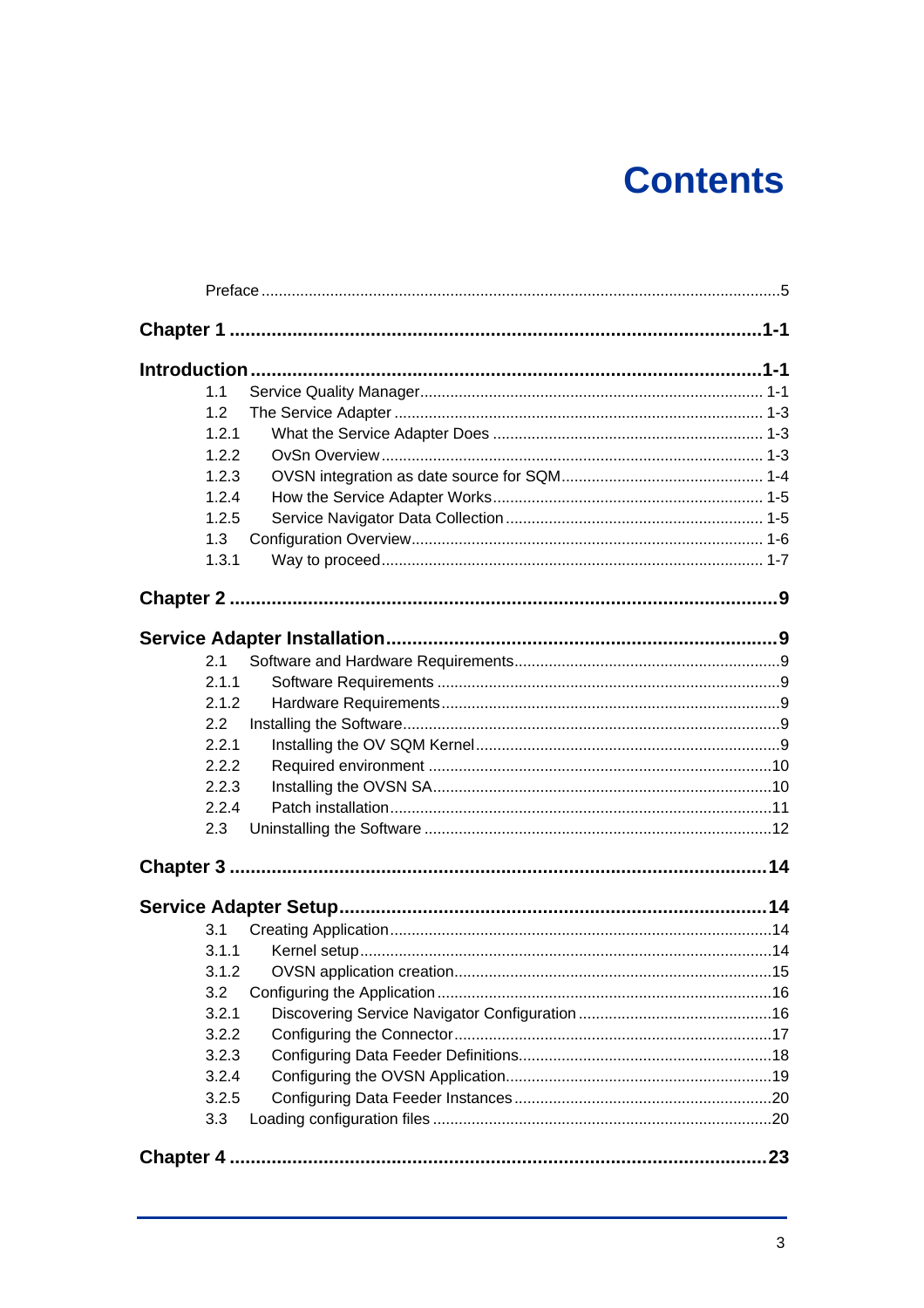# Contents

Preface .......................................................................................................................5

**Chapter 1 .....................................................................................................1-1**

**Introduction .................................................................................................1-1**

1.1 Service Quality Manager............................................................................ 1-1

1.2 The Service Adapter .................................................................................. 1-3

1.2.1 What the Service Adapter Does ........................................................... 1-3

1.2.2 OvSn Overview...................................................................................... 1-3

1.2.3 OVSN integration as date source for SQM.............................................. 1-4

1.2.4 How the Service Adapter Works............................................................. 1-5

1.2.5 Service Navigator Data Collection .......................................................... 1-5

1.3 Configuration Overview.............................................................................. 1-6

1.3.1 Way to proceed...................................................................................... 1-7

**Chapter 2 .........................................................................................................9**

**Service Adapter Installation...........................................................................9**

2.1 Software and Hardware Requirements..........................................................9

2.1.1 Software Requirements .............................................................................9

2.1.2 Hardware Requirements.............................................................................9

2.2 Installing the Software...................................................................................9

2.2.1 Installing the OV SQM Kernel.....................................................................9

2.2.2 Required environment ..............................................................................10

2.2.3 Installing the OVSN SA.............................................................................10

2.2.4 Patch installation.......................................................................................11

2.3 Uninstalling the Software ............................................................................12

**Chapter 3 .......................................................................................................14**

**Service Adapter Setup..................................................................................14**

3.1 Creating Application....................................................................................14

3.1.1 Kernel setup..............................................................................................14

3.1.2 OVSN application creation........................................................................15

3.2 Configuring the Application .........................................................................16

3.2.1 Discovering Service Navigator Configuration ...........................................16

3.2.2 Configuring the Connector.........................................................................17

3.2.3 Configuring Data Feeder Definitions..........................................................18

3.2.4 Configuring the OVSN Application.............................................................19

3.2.5 Configuring Data Feeder Instances ...........................................................20

3.3 Loading configuration files ...........................................................................20

**Chapter 4 .......................................................................................................23**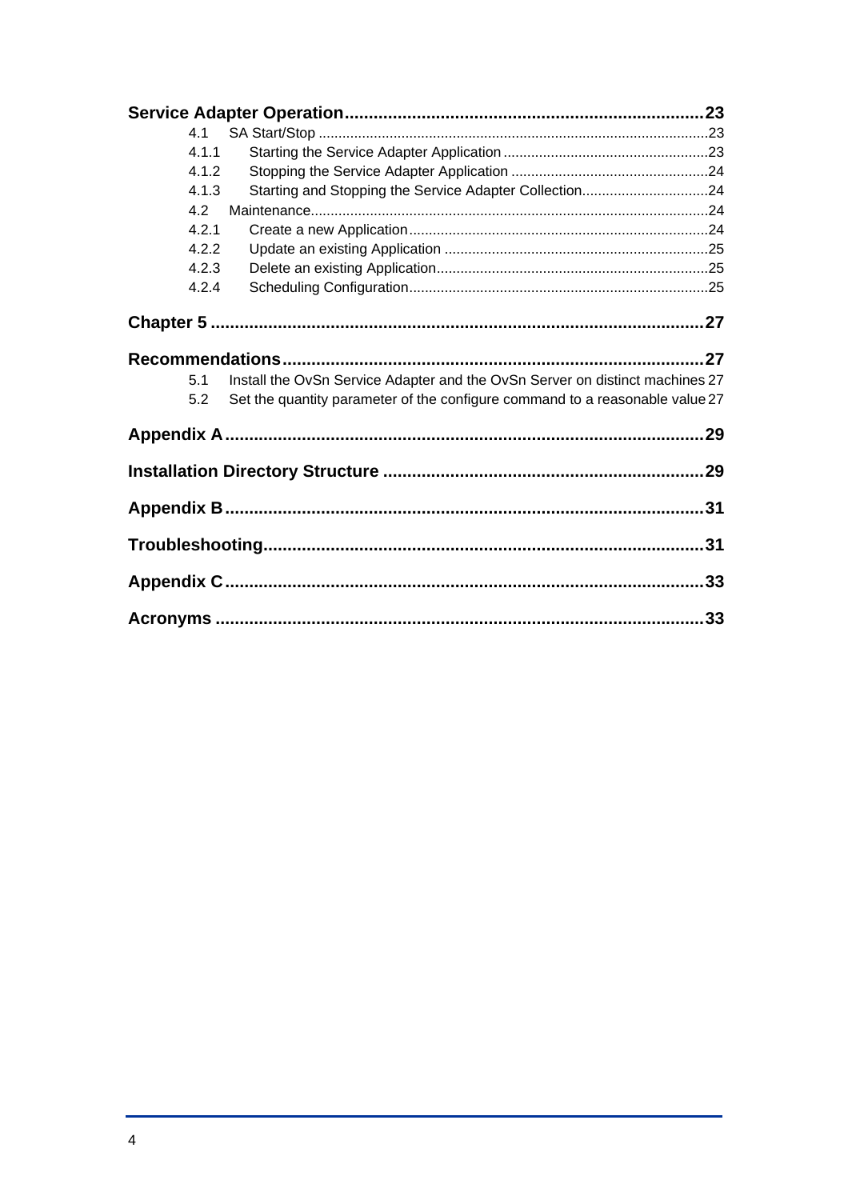**Service Adapter Operation....................................................................... 23**

4.1 SA Start/Stop ........................................................................................... 23

4.1.1 Starting the Service Adapter Application ................................................... 23

4.1.2 Stopping the Service Adapter Application ................................................. 24

4.1.3 Starting and Stopping the Service Adapter Collection................................ 24

4.2 Maintenance................................................................................................ 24

4.2.1 Create a new Application............................................................................ 24

4.2.2 Update an existing Application ................................................................... 25

4.2.3 Delete an existing Application..................................................................... 25

4.2.4 Scheduling Configuration............................................................................ 25

**Chapter 5 ............................................................................................... 27**

**Recommendations................................................................................ 27**

5.1 Install the OvSn Service Adapter and the OvSn Server on distinct machines 27

5.2 Set the quantity parameter of the configure command to a reasonable value 27

**Appendix A............................................................................................ 29**

**Installation Directory Structure ........................................................... 29**

**Appendix B............................................................................................ 31**

**Troubleshooting..................................................................................... 31**

**Appendix C............................................................................................ 33**

**Acronyms ............................................................................................... 33**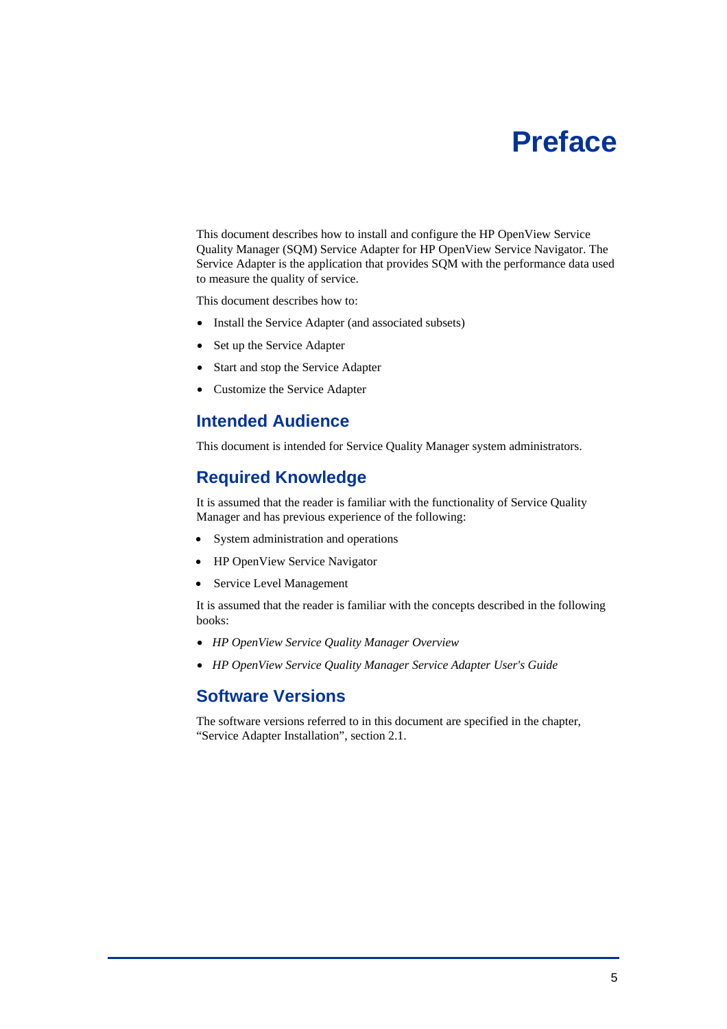# Preface

This document describes how to install and configure the HP OpenView Service Quality Manager (SQM) Service Adapter for HP OpenView Service Navigator. The Service Adapter is the application that provides SQM with the performance data used to measure the quality of service.

This document describes how to:

- Install the Service Adapter (and associated subsets)
- Set up the Service Adapter
- Start and stop the Service Adapter
- Customize the Service Adapter

## Intended Audience

This document is intended for Service Quality Manager system administrators.

## Required Knowledge

It is assumed that the reader is familiar with the functionality of Service Quality Manager and has previous experience of the following:

- System administration and operations
- HP OpenView Service Navigator
- Service Level Management

It is assumed that the reader is familiar with the concepts described in the following books:

- *HP OpenView Service Quality Manager Overview*
- *HP OpenView Service Quality Manager Service Adapter User's Guide*

## Software Versions

The software versions referred to in this document are specified in the chapter, “Service Adapter Installation”, section 2.1.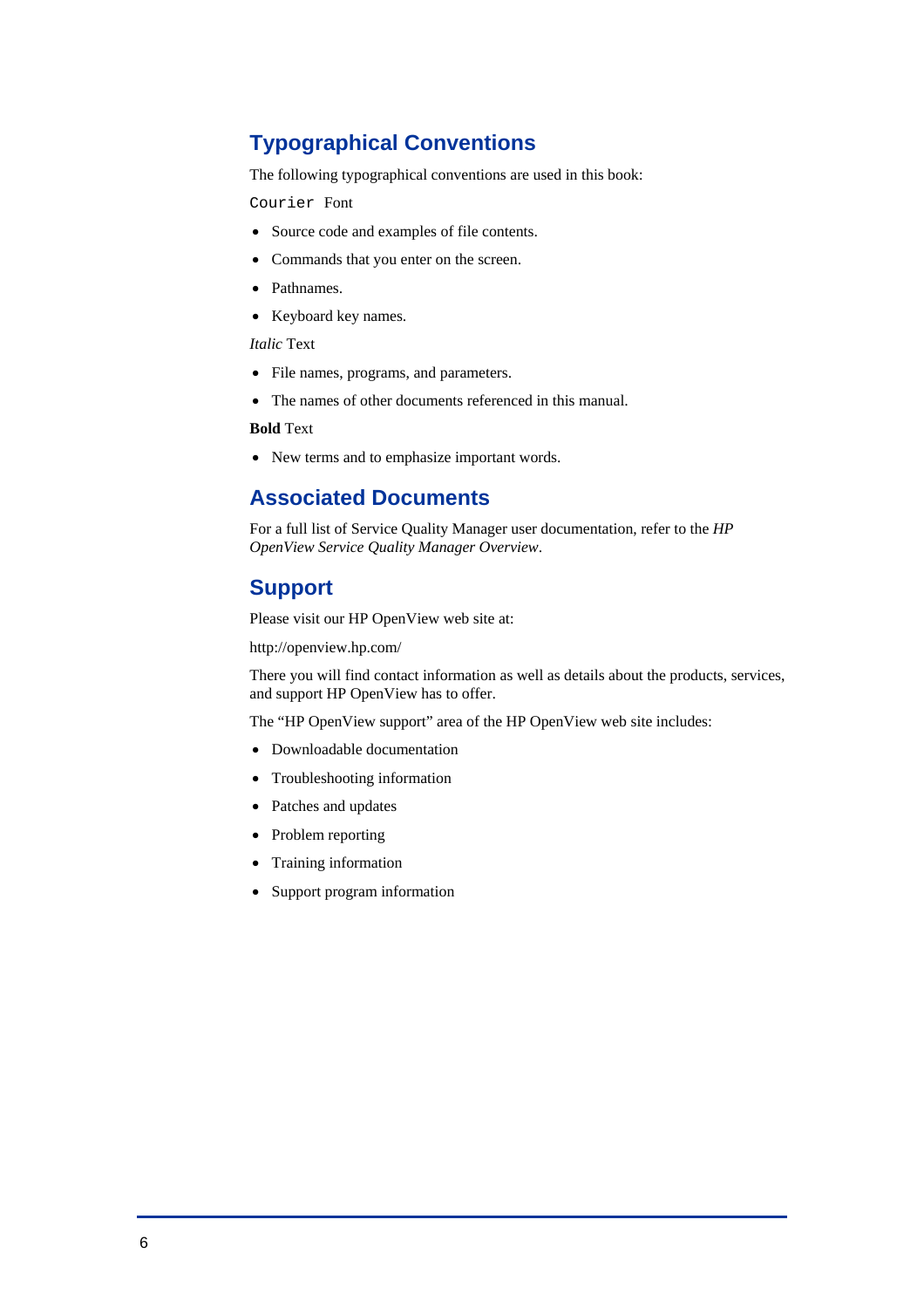## Typographical Conventions

The following typographical conventions are used in this book:

`Courier` Font

- Source code and examples of file contents.
- Commands that you enter on the screen.
- Pathnames.
- Keyboard key names.

*Italic* Text

- File names, programs, and parameters.
- The names of other documents referenced in this manual.

**Bold** Text

- New terms and to emphasize important words.

## Associated Documents

For a full list of Service Quality Manager user documentation, refer to the *HP OpenView Service Quality Manager Overview*.

## Support

Please visit our HP OpenView web site at:

http://openview.hp.com/

There you will find contact information as well as details about the products, services, and support HP OpenView has to offer.

The "HP OpenView support" area of the HP OpenView web site includes:

- Downloadable documentation
- Troubleshooting information
- Patches and updates
- Problem reporting
- Training information
- Support program information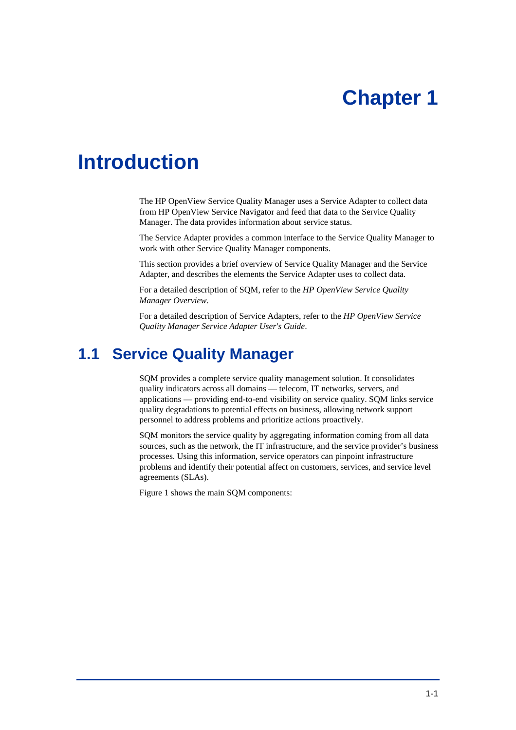# Chapter 1

# Introduction

The HP OpenView Service Quality Manager uses a Service Adapter to collect data from HP OpenView Service Navigator and feed that data to the Service Quality Manager. The data provides information about service status.

The Service Adapter provides a common interface to the Service Quality Manager to work with other Service Quality Manager components.

This section provides a brief overview of Service Quality Manager and the Service Adapter, and describes the elements the Service Adapter uses to collect data.

For a detailed description of SQM, refer to the *HP OpenView Service Quality Manager Overview*.

For a detailed description of Service Adapters, refer to the *HP OpenView Service Quality Manager Service Adapter User's Guide*.

## 1.1 Service Quality Manager

SQM provides a complete service quality management solution. It consolidates quality indicators across all domains — telecom, IT networks, servers, and applications — providing end-to-end visibility on service quality. SQM links service quality degradations to potential effects on business, allowing network support personnel to address problems and prioritize actions proactively.

SQM monitors the service quality by aggregating information coming from all data sources, such as the network, the IT infrastructure, and the service provider's business processes. Using this information, service operators can pinpoint infrastructure problems and identify their potential affect on customers, services, and service level agreements (SLAs).

Figure 1 shows the main SQM components: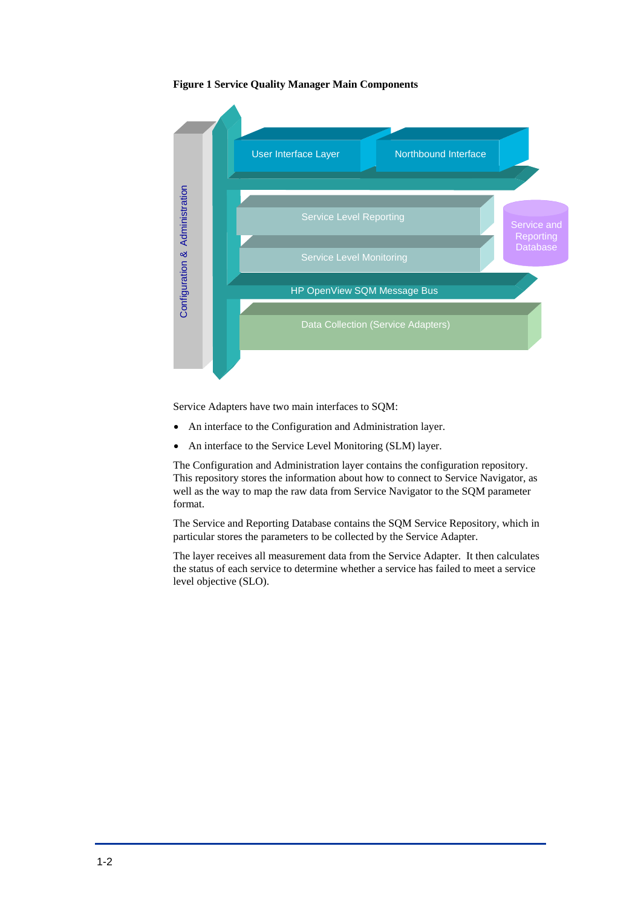**Figure 1 Service Quality Manager Main Components**

Service Adapters have two main interfaces to SQM:

- An interface to the Configuration and Administration layer.
- An interface to the Service Level Monitoring (SLM) layer.

The Configuration and Administration layer contains the configuration repository. This repository stores the information about how to connect to Service Navigator, as well as the way to map the raw data from Service Navigator to the SQM parameter format.

The Service and Reporting Database contains the SQM Service Repository, which in particular stores the parameters to be collected by the Service Adapter.

The layer receives all measurement data from the Service Adapter. It then calculates the status of each service to determine whether a service has failed to meet a service level objective (SLO).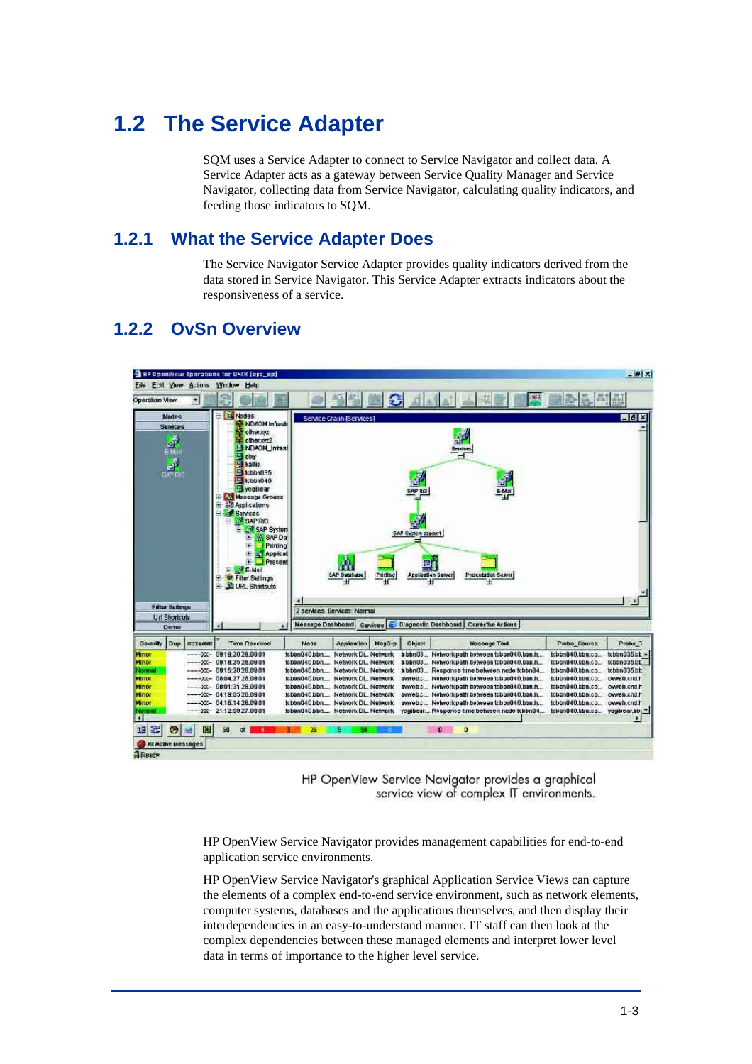## 1.2 The Service Adapter

SQM uses a Service Adapter to connect to Service Navigator and collect data. A Service Adapter acts as a gateway between Service Quality Manager and Service Navigator, collecting data from Service Navigator, calculating quality indicators, and feeding those indicators to SQM.

### 1.2.1 What the Service Adapter Does

The Service Navigator Service Adapter provides quality indicators derived from the data stored in Service Navigator. This Service Adapter extracts indicators about the responsiveness of a service.

### 1.2.2 OvSn Overview

HP OpenView Service Navigator provides a graphical service view of complex IT environments.

HP OpenView Service Navigator provides management capabilities for end-to-end application service environments.

HP OpenView Service Navigator's graphical Application Service Views can capture the elements of a complex end-to-end service environment, such as network elements, computer systems, databases and the applications themselves, and then display their interdependencies in an easy-to-understand manner. IT staff can then look at the complex dependencies between these managed elements and interpret lower level data in terms of importance to the higher level service.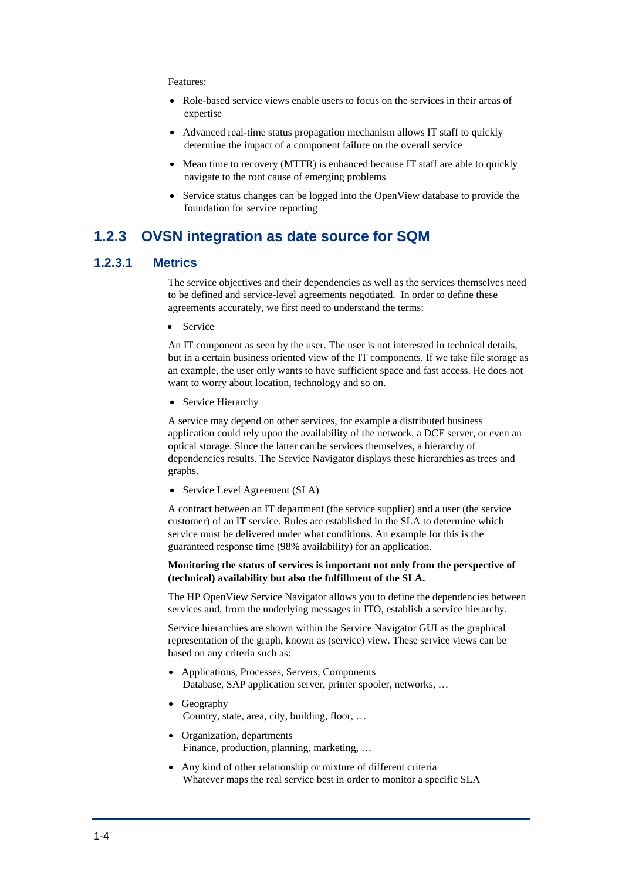Features:

- Role-based service views enable users to focus on the services in their areas of expertise
- Advanced real-time status propagation mechanism allows IT staff to quickly determine the impact of a component failure on the overall service
- Mean time to recovery (MTTR) is enhanced because IT staff are able to quickly navigate to the root cause of emerging problems
- Service status changes can be logged into the OpenView database to provide the foundation for service reporting

## 1.2.3 OVSN integration as date source for SQM

### 1.2.3.1 Metrics

The service objectives and their dependencies as well as the services themselves need to be defined and service-level agreements negotiated. In order to define these agreements accurately, we first need to understand the terms:

- Service

An IT component as seen by the user. The user is not interested in technical details, but in a certain business oriented view of the IT components. If we take file storage as an example, the user only wants to have sufficient space and fast access. He does not want to worry about location, technology and so on.

- Service Hierarchy

A service may depend on other services, for example a distributed business application could rely upon the availability of the network, a DCE server, or even an optical storage. Since the latter can be services themselves, a hierarchy of dependencies results. The Service Navigator displays these hierarchies as trees and graphs.

- Service Level Agreement (SLA)

A contract between an IT department (the service supplier) and a user (the service customer) of an IT service. Rules are established in the SLA to determine which service must be delivered under what conditions. An example for this is the guaranteed response time (98% availability) for an application.

**Monitoring the status of services is important not only from the perspective of (technical) availability but also the fulfillment of the SLA.**

The HP OpenView Service Navigator allows you to define the dependencies between services and, from the underlying messages in ITO, establish a service hierarchy.

Service hierarchies are shown within the Service Navigator GUI as the graphical representation of the graph, known as (service) view. These service views can be based on any criteria such as:

- Applications, Processes, Servers, Components
  Database, SAP application server, printer spooler, networks, …
- Geography
  Country, state, area, city, building, floor, …
- Organization, departments
  Finance, production, planning, marketing, …
- Any kind of other relationship or mixture of different criteria
  Whatever maps the real service best in order to monitor a specific SLA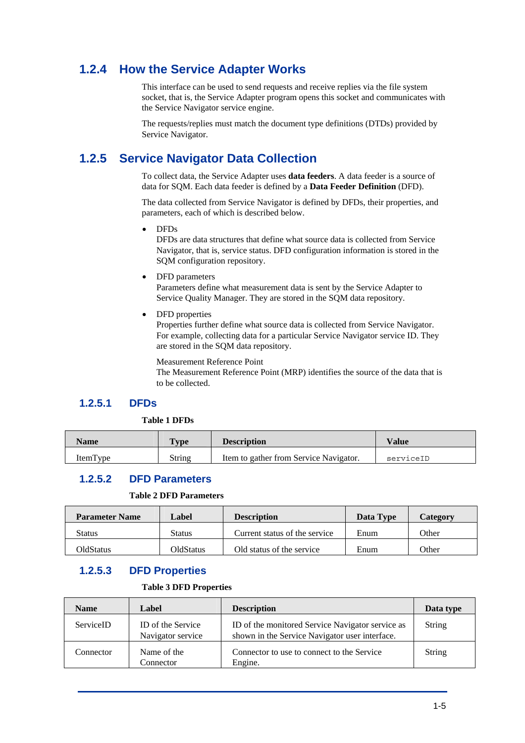### 1.2.4 How the Service Adapter Works

This interface can be used to send requests and receive replies via the file system socket, that is, the Service Adapter program opens this socket and communicates with the Service Navigator service engine.

The requests/replies must match the document type definitions (DTDs) provided by Service Navigator.

### 1.2.5 Service Navigator Data Collection

To collect data, the Service Adapter uses **data feeders**. A data feeder is a source of data for SQM. Each data feeder is defined by a **Data Feeder Definition** (DFD).

The data collected from Service Navigator is defined by DFDs, their properties, and parameters, each of which is described below.

- DFDs
  DFDs are data structures that define what source data is collected from Service Navigator, that is, service status. DFD configuration information is stored in the SQM configuration repository.
- DFD parameters
  Parameters define what measurement data is sent by the Service Adapter to Service Quality Manager. They are stored in the SQM data repository.
- DFD properties
  Properties further define what source data is collected from Service Navigator. For example, collecting data for a particular Service Navigator service ID. They are stored in the SQM data repository.

  Measurement Reference Point
  The Measurement Reference Point (MRP) identifies the source of the data that is to be collected.

#### 1.2.5.1 DFDs

**Table 1 DFDs**

| Name | Type | Description | Value |
|---|---|---|---|
| ItemType | String | Item to gather from Service Navigator. | `serviceID` |

#### 1.2.5.2 DFD Parameters

**Table 2 DFD Parameters**

| Parameter Name | Label | Description | Data Type | Category |
|---|---|---|---|---|
| Status | Status | Current status of the service | Enum | Other |
| OldStatus | OldStatus | Old status of the service | Enum | Other |

#### 1.2.5.3 DFD Properties

**Table 3 DFD Properties**

| Name | Label | Description | Data type |
|---|---|---|---|
| ServiceID | ID of the Service Navigator service | ID of the monitored Service Navigator service as shown in the Service Navigator user interface. | String |
| Connector | Name of the Connector | Connector to use to connect to the Service Engine. | String |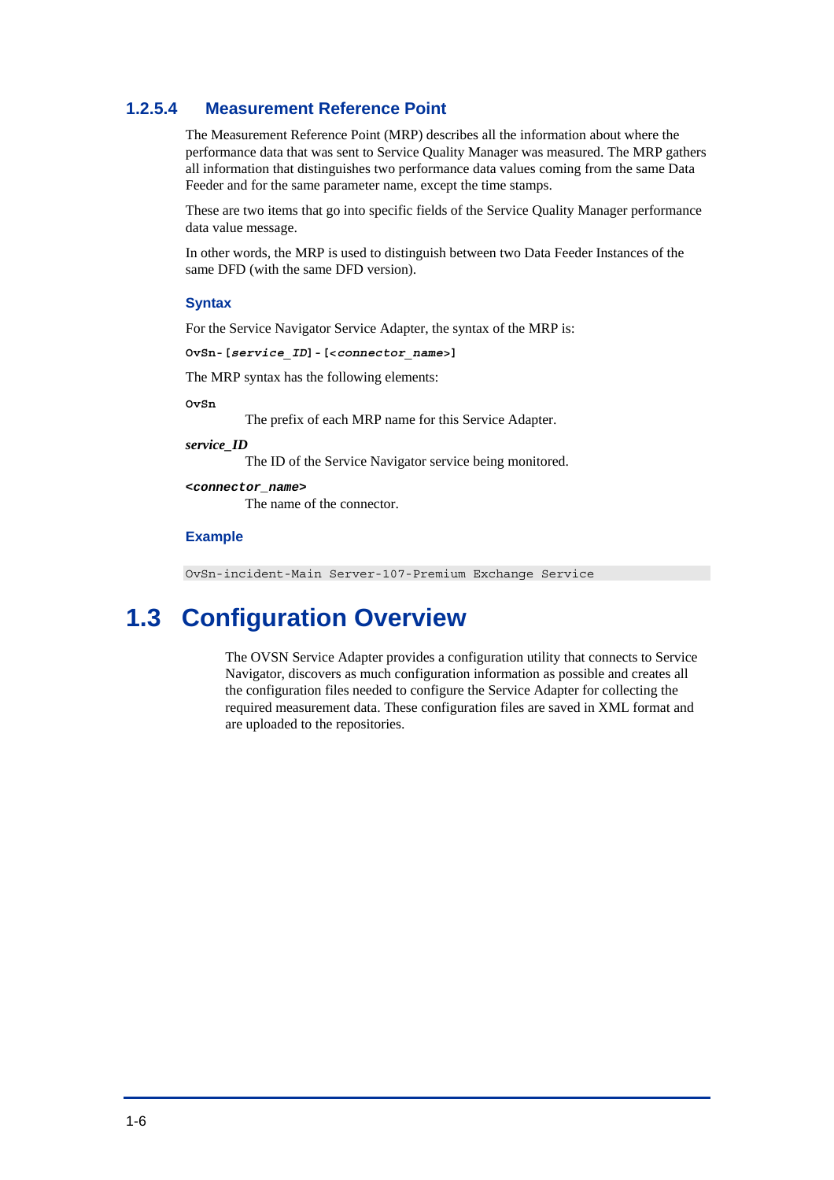### 1.2.5.4 Measurement Reference Point

The Measurement Reference Point (MRP) describes all the information about where the performance data that was sent to Service Quality Manager was measured. The MRP gathers all information that distinguishes two performance data values coming from the same Data Feeder and for the same parameter name, except the time stamps.

These are two items that go into specific fields of the Service Quality Manager performance data value message.

In other words, the MRP is used to distinguish between two Data Feeder Instances of the same DFD (with the same DFD version).

#### Syntax

For the Service Navigator Service Adapter, the syntax of the MRP is:

**`OvSn-[`*`service_ID`*`]-[<`*`connector_name`*`>]`**

The MRP syntax has the following elements:

**`OvSn`**

The prefix of each MRP name for this Service Adapter.

***service_ID***

The ID of the Service Navigator service being monitored.

***`<connector_name>`***

The name of the connector.

#### Example

```
OvSn-incident-Main Server-107-Premium Exchange Service
```

## 1.3 Configuration Overview

The OVSN Service Adapter provides a configuration utility that connects to Service Navigator, discovers as much configuration information as possible and creates all the configuration files needed to configure the Service Adapter for collecting the required measurement data. These configuration files are saved in XML format and are uploaded to the repositories.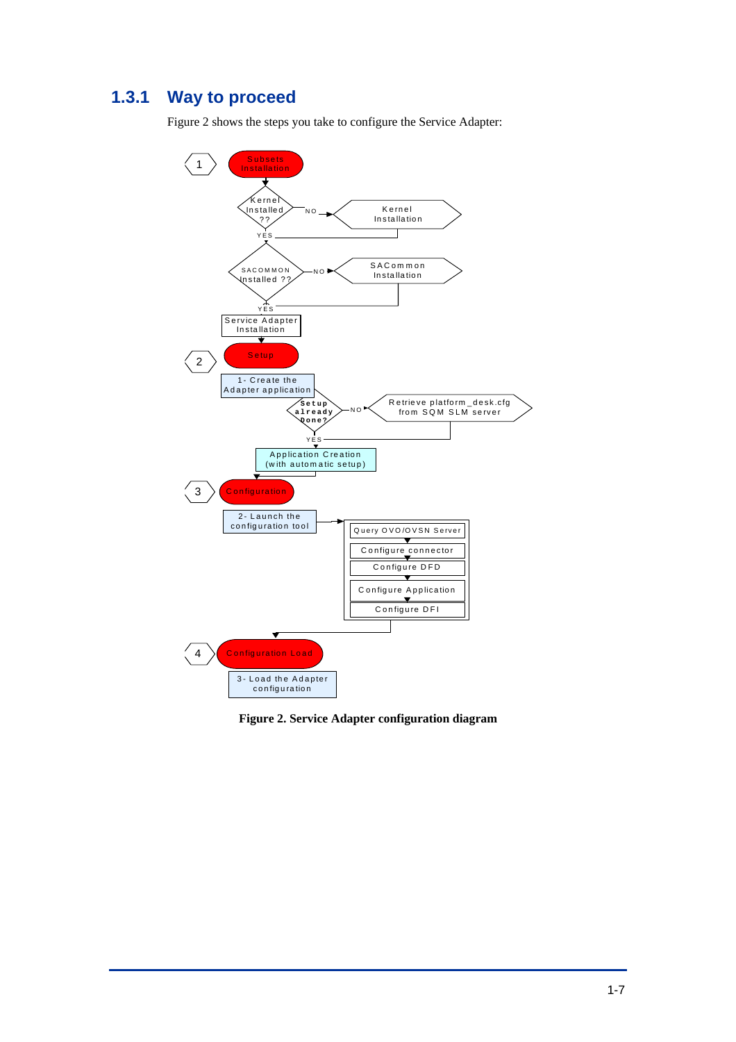### 1.3.1 Way to proceed

Figure 2 shows the steps you take to configure the Service Adapter:

1 — Subsets Installation

- Kernel Installed ?? — NO → Kernel Installation
- YES
- SACOMMON Installed ?? — NO → SACommon Installation
- YES
- Service Adapter Installation

2 — Setup

- 1- Create the Adapter application
- Setup already Done? — NO → Retrieve platform_desk.cfg from SQM SLM server
- YES
- Application Creation (with automatic setup)

3 — Configuration

- 2- Launch the configuration tool
  - Query OVO/OVSN Server
  - Configure connector
  - Configure DFD
  - Configure Application
  - Configure DFI

4 — Configuration Load

- 3- Load the Adapter configuration

**Figure 2. Service Adapter configuration diagram**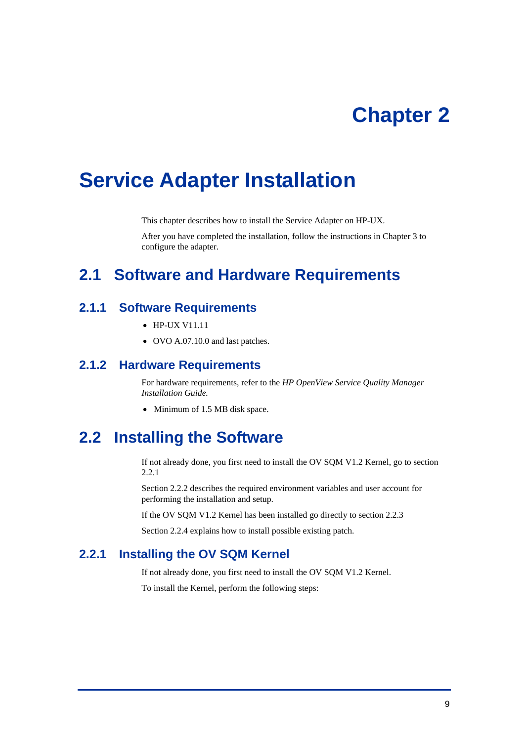# Chapter 2

# Service Adapter Installation

This chapter describes how to install the Service Adapter on HP-UX.

After you have completed the installation, follow the instructions in Chapter 3 to configure the adapter.

## 2.1 Software and Hardware Requirements

### 2.1.1 Software Requirements

- HP-UX V11.11
- OVO A.07.10.0 and last patches.

### 2.1.2 Hardware Requirements

For hardware requirements, refer to the *HP OpenView Service Quality Manager Installation Guide.*

- Minimum of 1.5 MB disk space.

## 2.2 Installing the Software

If not already done, you first need to install the OV SQM V1.2 Kernel, go to section 2.2.1

Section 2.2.2 describes the required environment variables and user account for performing the installation and setup.

If the OV SQM V1.2 Kernel has been installed go directly to section 2.2.3

Section 2.2.4 explains how to install possible existing patch.

### 2.2.1 Installing the OV SQM Kernel

If not already done, you first need to install the OV SQM V1.2 Kernel.

To install the Kernel, perform the following steps: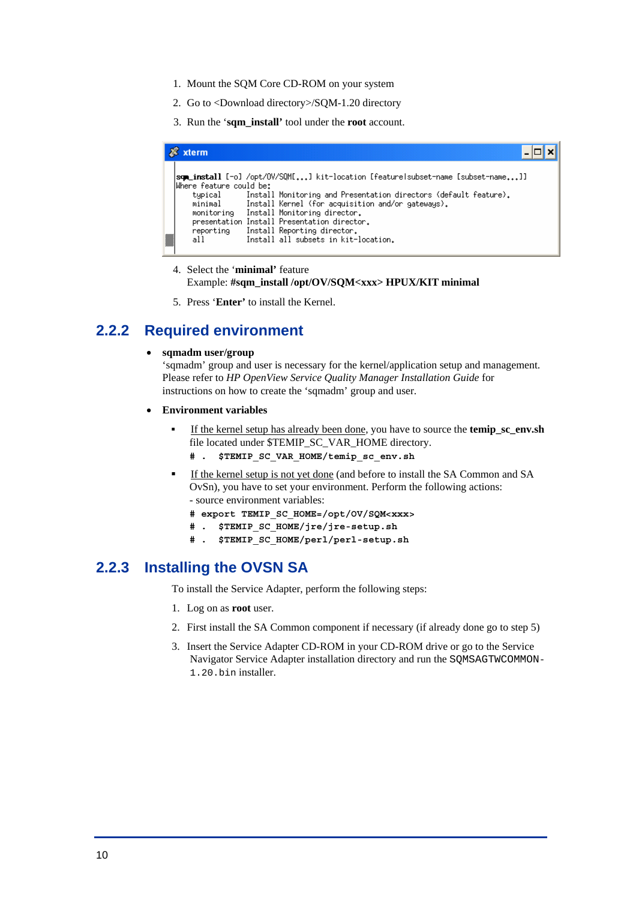1. Mount the SQM Core CD-ROM on your system
2. Go to <Download directory>/SQM-1.20 directory
3. Run the '**sqm_install**' tool under the **root** account.

```
xterm
sqm_install [-o] /opt/OV/SQM[...] kit-location [feature|subset-name [subset-name...]]
Where feature could be:
    typical      Install Monitoring and Presentation directors (default feature).
    minimal      Install Kernel (for acquisition and/or gateways).
    monitoring   Install Monitoring director.
    presentation Install Presentation director.
    reporting    Install Reporting director.
    all          Install all subsets in kit-location.
```

4. Select the '**minimal**' feature
   Example: **#sqm_install /opt/OV/SQM<xxx> HPUX/KIT minimal**
5. Press '**Enter**' to install the Kernel.

### 2.2.2 Required environment

- **sqmadm user/group**
  'sqmadm' group and user is necessary for the kernel/application setup and management. Please refer to *HP OpenView Service Quality Manager Installation Guide* for instructions on how to create the 'sqmadm' group and user.
- **Environment variables**
  - If the kernel setup has already been done, you have to source the **temip_sc_env.sh** file located under $TEMIP_SC_VAR_HOME directory.
    **# .  $TEMIP_SC_VAR_HOME/temip_sc_env.sh**
  - If the kernel setup is not yet done (and before to install the SA Common and SA OvSn), you have to set your environment. Perform the following actions:
    - source environment variables:
    **# export TEMIP_SC_HOME=/opt/OV/SQM<xxx>**
    **# .  $TEMIP_SC_HOME/jre/jre-setup.sh**
    **# .  $TEMIP_SC_HOME/perl/perl-setup.sh**

### 2.2.3 Installing the OVSN SA

To install the Service Adapter, perform the following steps:

1. Log on as **root** user.
2. First install the SA Common component if necessary (if already done go to step 5)
3. Insert the Service Adapter CD-ROM in your CD-ROM drive or go to the Service Navigator Service Adapter installation directory and run the `SQMSAGTWCOMMON-1.20.bin` installer.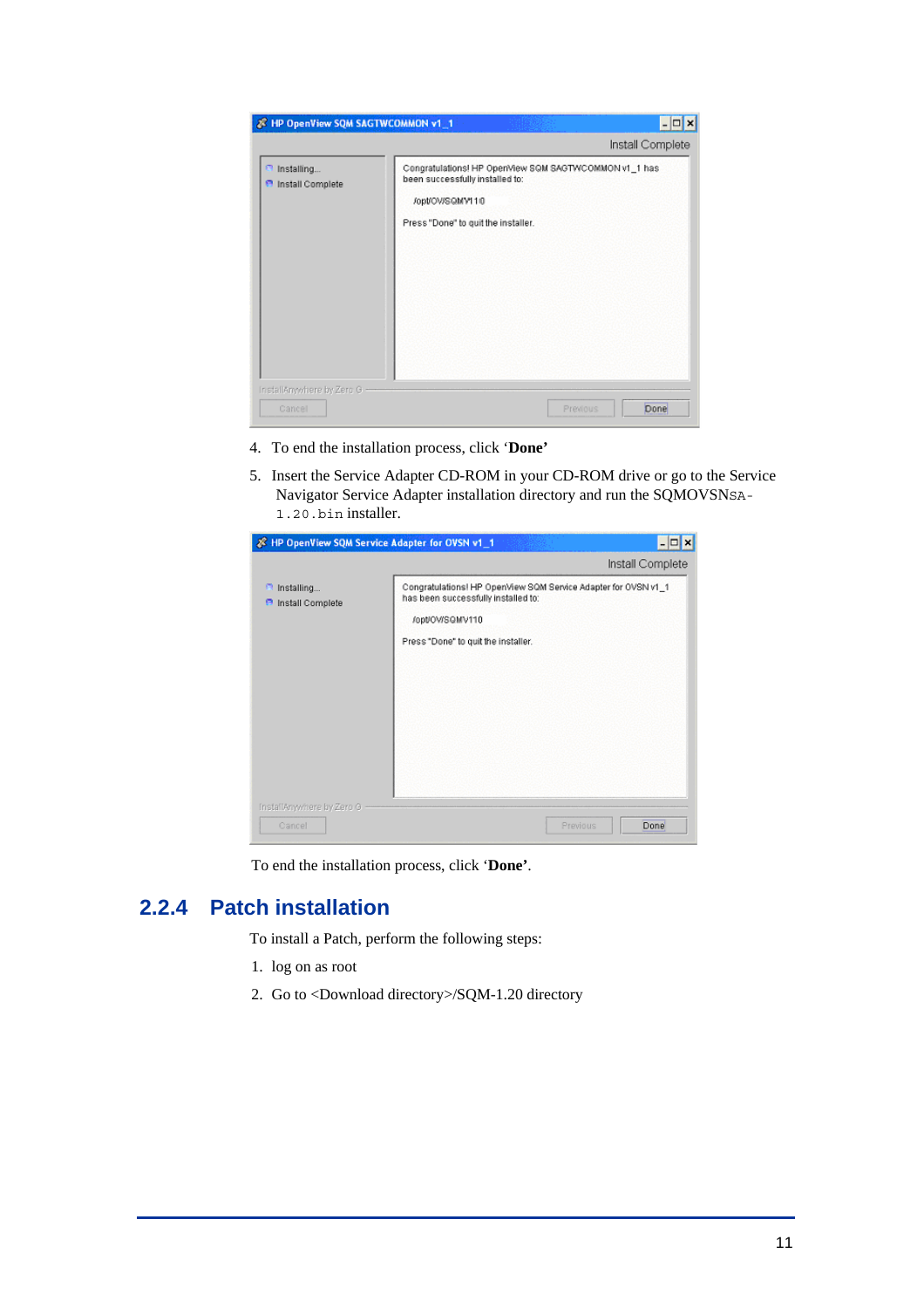4. To end the installation process, click '**Done'**

5. Insert the Service Adapter CD-ROM in your CD-ROM drive or go to the Service Navigator Service Adapter installation directory and run the SQMOVSNSA-1.20.bin installer.

To end the installation process, click '**Done'**.

## 2.2.4 Patch installation

To install a Patch, perform the following steps:

1. log on as root
2. Go to <Download directory>/SQM-1.20 directory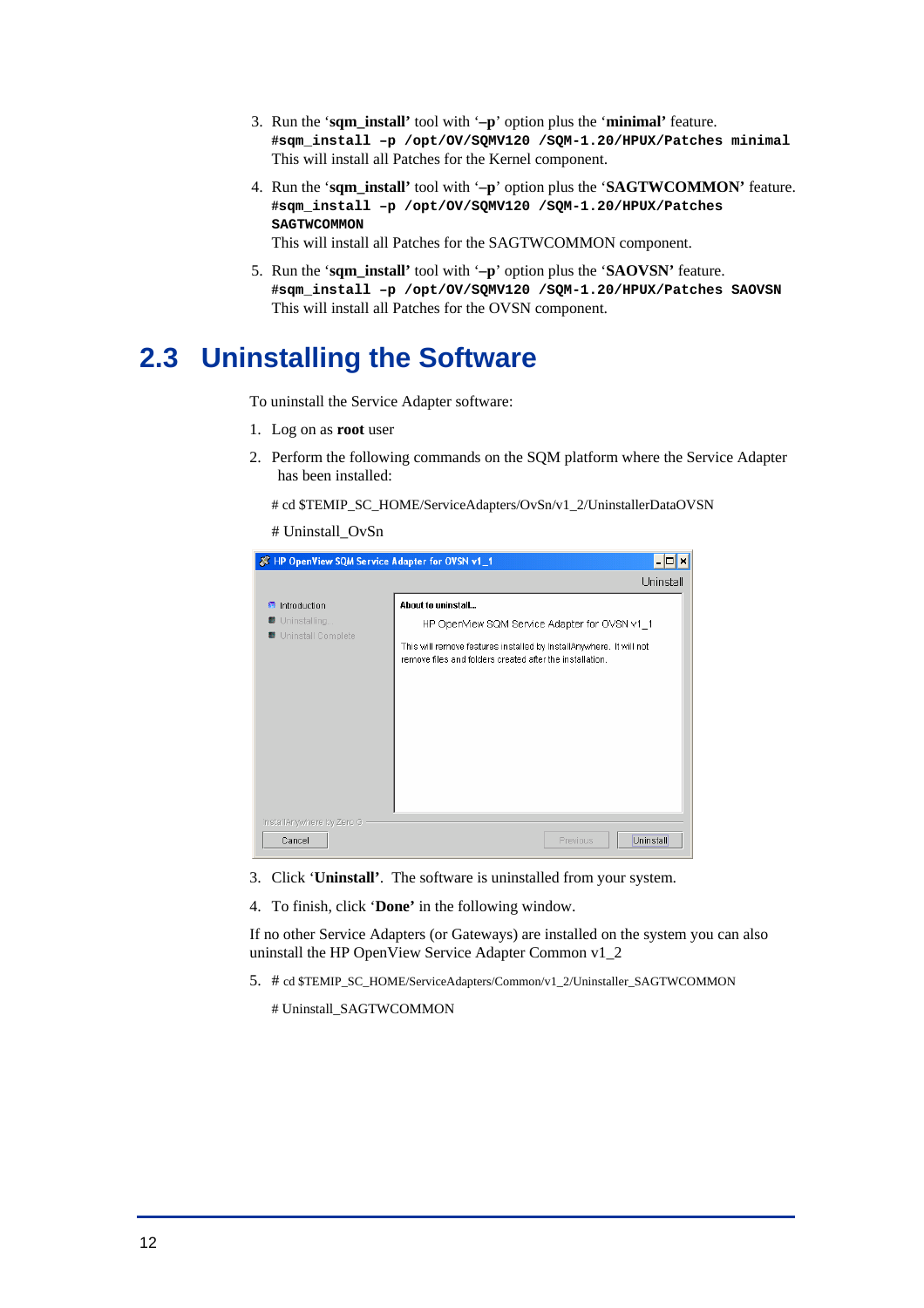3. Run the '**sqm_install'** tool with '**–p**' option plus the '**minimal'** feature.
   **#sqm_install –p /opt/OV/SQMV120 /SQM-1.20/HPUX/Patches minimal**
   This will install all Patches for the Kernel component.

4. Run the '**sqm_install'** tool with '**–p**' option plus the '**SAGTWCOMMON'** feature.
   **#sqm_install –p /opt/OV/SQMV120 /SQM-1.20/HPUX/Patches SAGTWCOMMON**
   This will install all Patches for the SAGTWCOMMON component.

5. Run the '**sqm_install'** tool with '**–p**' option plus the '**SAOVSN'** feature.
   **#sqm_install –p /opt/OV/SQMV120 /SQM-1.20/HPUX/Patches SAOVSN**
   This will install all Patches for the OVSN component.

## 2.3 Uninstalling the Software

To uninstall the Service Adapter software:

1. Log on as **root** user

2. Perform the following commands on the SQM platform where the Service Adapter has been installed:

   # cd $TEMIP_SC_HOME/ServiceAdapters/OvSn/v1_2/UninstallerDataOVSN

   # Uninstall_OvSn

3. Click '**Uninstall'**. The software is uninstalled from your system.

4. To finish, click '**Done'** in the following window.

If no other Service Adapters (or Gateways) are installed on the system you can also uninstall the HP OpenView Service Adapter Common v1_2

5. # cd $TEMIP_SC_HOME/ServiceAdapters/Common/v1_2/Uninstaller_SAGTWCOMMON

   # Uninstall_SAGTWCOMMON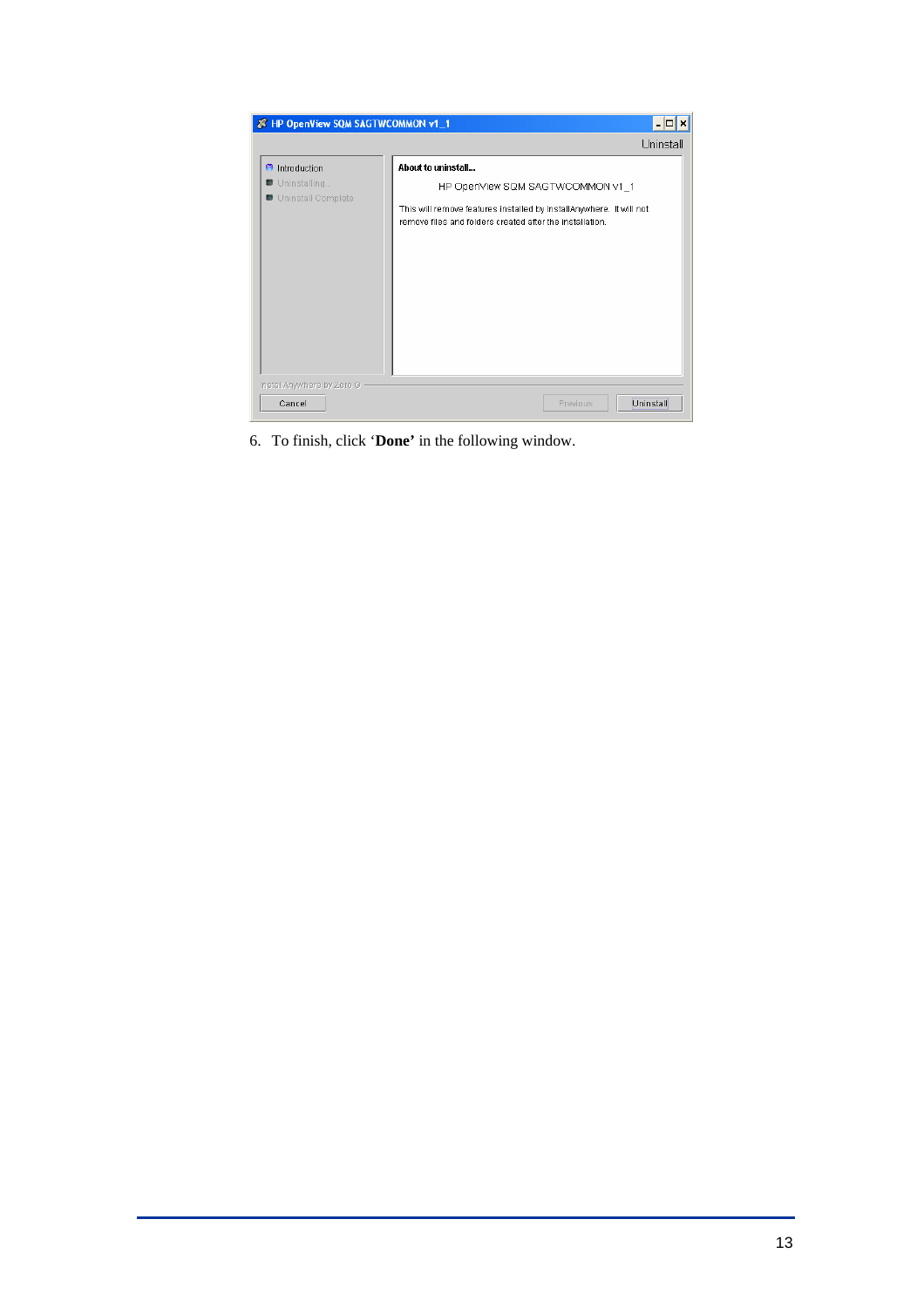6. To finish, click '**Done'** in the following window.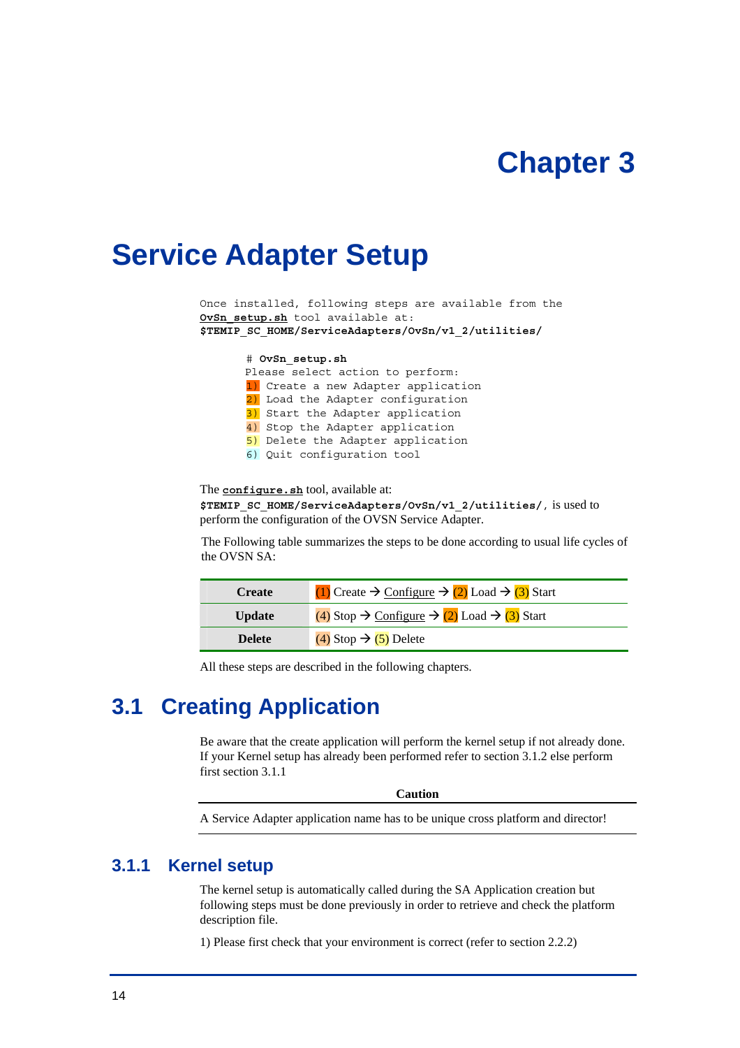# Chapter 3

# Service Adapter Setup

Once installed, following steps are available from the **OvSn_setup.sh** tool available at: **$TEMIP_SC_HOME/ServiceAdapters/OvSn/v1_2/utilities/**

```
# OvSn_setup.sh
Please select action to perform:
1) Create a new Adapter application
2) Load the Adapter configuration
3) Start the Adapter application
4) Stop the Adapter application
5) Delete the Adapter application
6) Quit configuration tool
```

The **configure.sh** tool, available at: **$TEMIP_SC_HOME/ServiceAdapters/OvSn/v1_2/utilities/**, is used to perform the configuration of the OVSN Service Adapter.

The Following table summarizes the steps to be done according to usual life cycles of the OVSN SA:

| | |
|---|---|
| **Create** | (1) Create → Configure → (2) Load → (3) Start |
| **Update** | (4) Stop → Configure → (2) Load → (3) Start |
| **Delete** | (4) Stop → (5) Delete |

All these steps are described in the following chapters.

## 3.1 Creating Application

Be aware that the create application will perform the kernel setup if not already done. If your Kernel setup has already been performed refer to section 3.1.2 else perform first section 3.1.1

**Caution**

A Service Adapter application name has to be unique cross platform and director!

### 3.1.1 Kernel setup

The kernel setup is automatically called during the SA Application creation but following steps must be done previously in order to retrieve and check the platform description file.

1) Please first check that your environment is correct (refer to section 2.2.2)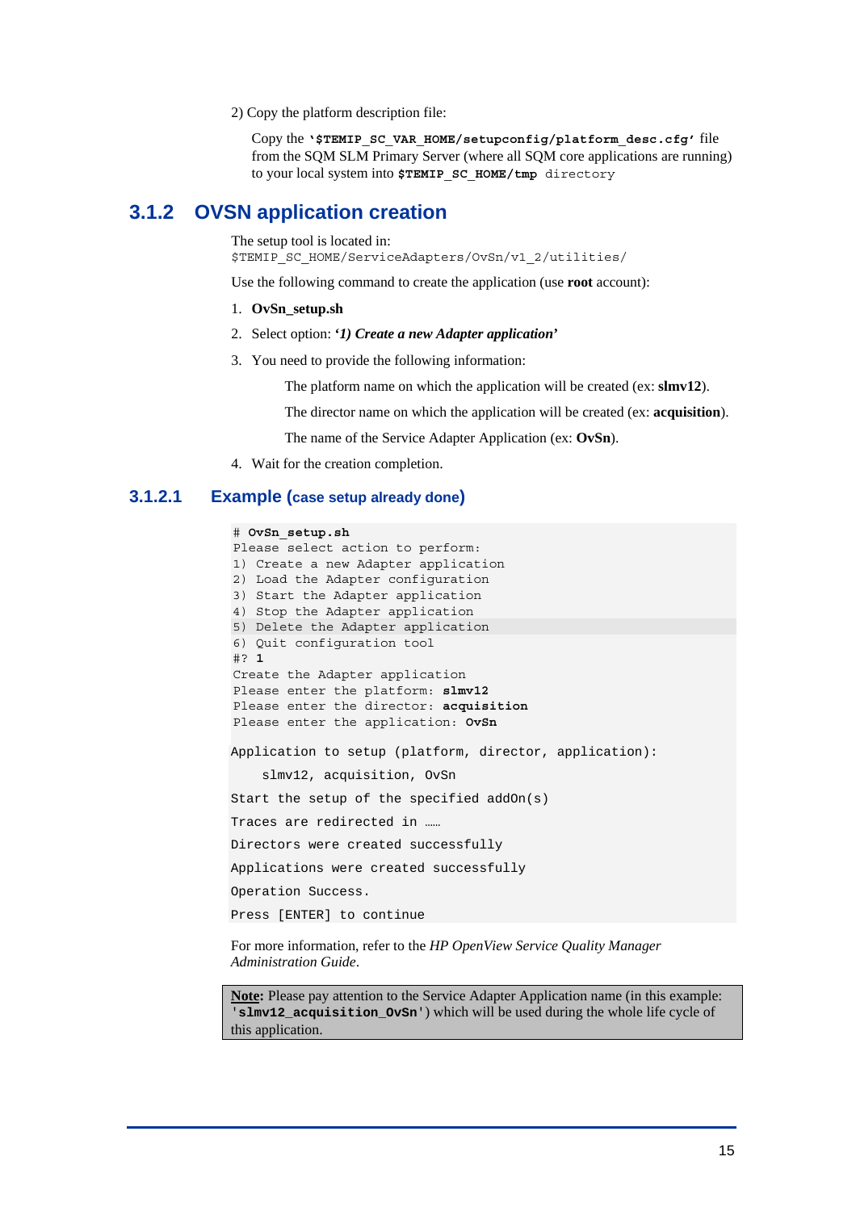2) Copy the platform description file:

Copy the **'$TEMIP_SC_VAR_HOME/setupconfig/platform_desc.cfg'** file from the SQM SLM Primary Server (where all SQM core applications are running) to your local system into **$TEMIP_SC_HOME/tmp** `directory`

## 3.1.2 OVSN application creation

The setup tool is located in:
`$TEMIP_SC_HOME/ServiceAdapters/OvSn/v1_2/utilities/`

Use the following command to create the application (use **root** account):

1. **OvSn_setup.sh**
2. Select option: **'*1) Create a new Adapter application*'**
3. You need to provide the following information:

   The platform name on which the application will be created (ex: **slmv12**).

   The director name on which the application will be created (ex: **acquisition**).

   The name of the Service Adapter Application (ex: **OvSn**).

4. Wait for the creation completion.

### 3.1.2.1 Example (case setup already done)

```
# OvSn_setup.sh
Please select action to perform:
1) Create a new Adapter application
2) Load the Adapter configuration
3) Start the Adapter application
4) Stop the Adapter application
5) Delete the Adapter application
6) Quit configuration tool
#? 1
Create the Adapter application
Please enter the platform: slmv12
Please enter the director: acquisition
Please enter the application: OvSn

Application to setup (platform, director, application):

    slmv12, acquisition, OvSn

Start the setup of the specified addOn(s)

Traces are redirected in ……

Directors were created successfully

Applications were created successfully

Operation Success.

Press [ENTER] to continue
```

For more information, refer to the *HP OpenView Service Quality Manager Administration Guide*.

> **Note:** Please pay attention to the Service Adapter Application name (in this example: **'slmv12_acquisition_OvSn'**) which will be used during the whole life cycle of this application.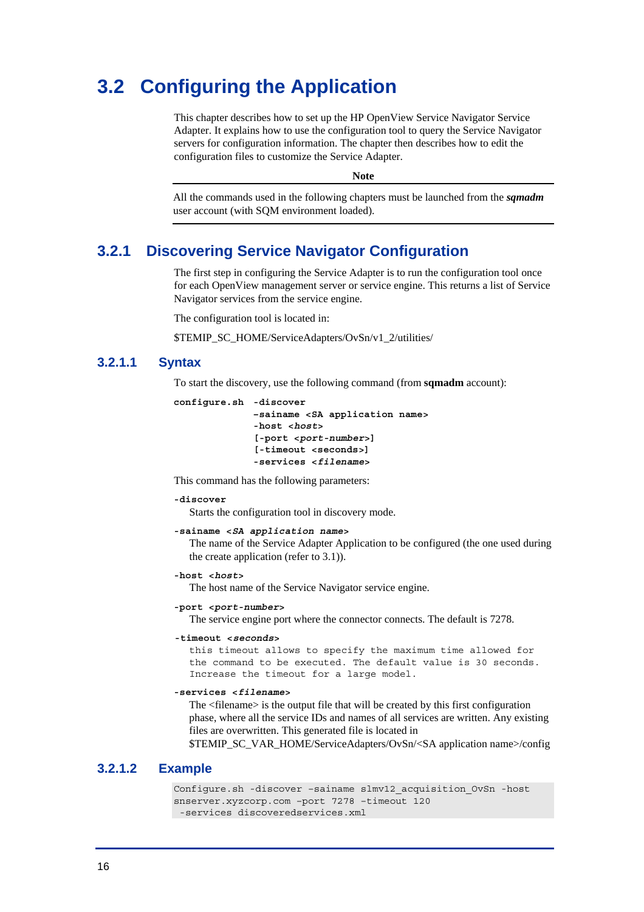# 3.2 Configuring the Application

This chapter describes how to set up the HP OpenView Service Navigator Service Adapter. It explains how to use the configuration tool to query the Service Navigator servers for configuration information. The chapter then describes how to edit the configuration files to customize the Service Adapter.

**Note**

All the commands used in the following chapters must be launched from the ***sqmadm*** user account (with SQM environment loaded).

## 3.2.1 Discovering Service Navigator Configuration

The first step in configuring the Service Adapter is to run the configuration tool once for each OpenView management server or service engine. This returns a list of Service Navigator services from the service engine.

The configuration tool is located in:

$TEMIP_SC_HOME/ServiceAdapters/OvSn/v1_2/utilities/

### 3.2.1.1 Syntax

To start the discovery, use the following command (from **sqmadm** account):

```
configure.sh  -discover
              -sainame <SA application name>
              -host <host>
              [-port <port-number>]
              [-timeout <seconds>]
              -services <filename>
```

This command has the following parameters:

**`-discover`**
Starts the configuration tool in discovery mode.

**`-sainame <SA application name>`**
The name of the Service Adapter Application to be configured (the one used during the create application (refer to 3.1)).

**`-host <host>`**
The host name of the Service Navigator service engine.

**`-port <port-number>`**
The service engine port where the connector connects. The default is 7278.

**`-timeout <seconds>`**
this timeout allows to specify the maximum time allowed for the command to be executed. The default value is 30 seconds. Increase the timeout for a large model.

**`-services <filename>`**
The <filename> is the output file that will be created by this first configuration phase, where all the service IDs and names of all services are written. Any existing files are overwritten. This generated file is located in $TEMIP_SC_VAR_HOME/ServiceAdapters/OvSn/<SA application name>/config

### 3.2.1.2 Example

```
Configure.sh -discover -sainame slmv12_acquisition_OvSn -host
snserver.xyzcorp.com -port 7278 -timeout 120
 -services discoveredservices.xml
```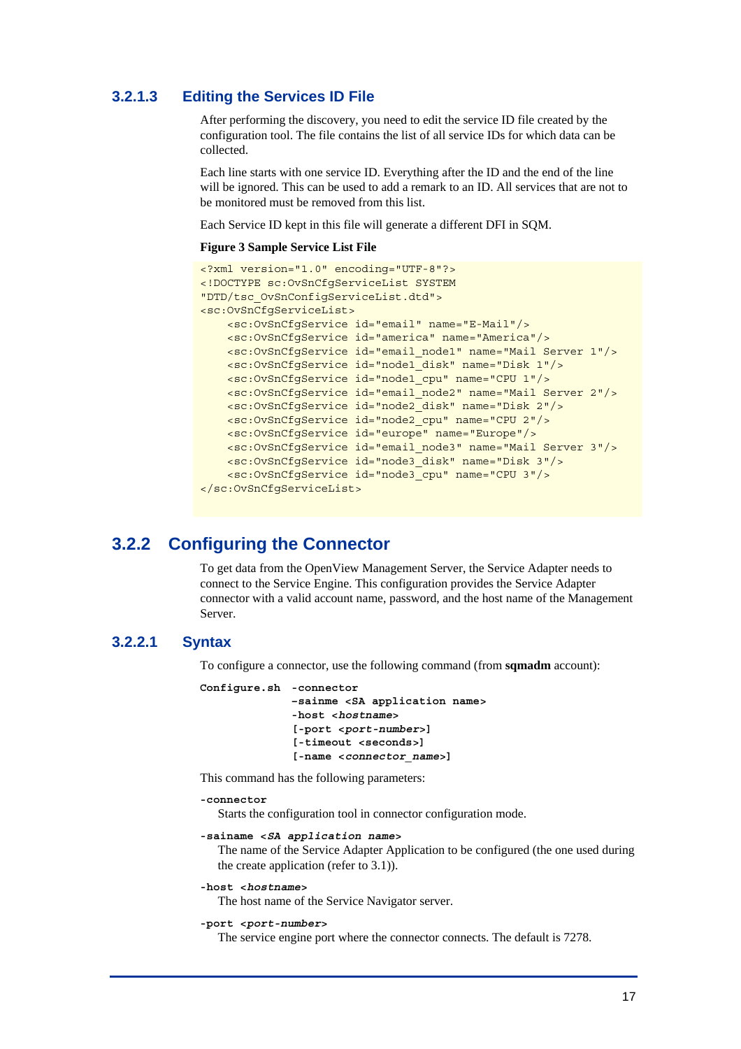#### 3.2.1.3 Editing the Services ID File

After performing the discovery, you need to edit the service ID file created by the configuration tool. The file contains the list of all service IDs for which data can be collected.

Each line starts with one service ID. Everything after the ID and the end of the line will be ignored. This can be used to add a remark to an ID. All services that are not to be monitored must be removed from this list.

Each Service ID kept in this file will generate a different DFI in SQM.

**Figure 3 Sample Service List File**

```
<?xml version="1.0" encoding="UTF-8"?>
<!DOCTYPE sc:OvSnCfgServiceList SYSTEM
"DTD/tsc_OvSnConfigServiceList.dtd">
<sc:OvSnCfgServiceList>
    <sc:OvSnCfgService id="email" name="E-Mail"/>
    <sc:OvSnCfgService id="america" name="America"/>
    <sc:OvSnCfgService id="email_node1" name="Mail Server 1"/>
    <sc:OvSnCfgService id="node1_disk" name="Disk 1"/>
    <sc:OvSnCfgService id="node1_cpu" name="CPU 1"/>
    <sc:OvSnCfgService id="email_node2" name="Mail Server 2"/>
    <sc:OvSnCfgService id="node2_disk" name="Disk 2"/>
    <sc:OvSnCfgService id="node2_cpu" name="CPU 2"/>
    <sc:OvSnCfgService id="europe" name="Europe"/>
    <sc:OvSnCfgService id="email_node3" name="Mail Server 3"/>
    <sc:OvSnCfgService id="node3_disk" name="Disk 3"/>
    <sc:OvSnCfgService id="node3_cpu" name="CPU 3"/>
</sc:OvSnCfgServiceList>
```

### 3.2.2 Configuring the Connector

To get data from the OpenView Management Server, the Service Adapter needs to connect to the Service Engine. This configuration provides the Service Adapter connector with a valid account name, password, and the host name of the Management Server.

#### 3.2.2.1 Syntax

To configure a connector, use the following command (from **sqmadm** account):

```
Configure.sh  -connector
              -sainme <SA application name>
              -host <hostname>
              [-port <port-number>]
              [-timeout <seconds>]
              [-name <connector_name>]
```

This command has the following parameters:

**-connector**
Starts the configuration tool in connector configuration mode.

**-sainame *<SA application name>***
The name of the Service Adapter Application to be configured (the one used during the create application (refer to 3.1)).

**-host *<hostname>***
The host name of the Service Navigator server.

**-port *<port-number>***
The service engine port where the connector connects. The default is 7278.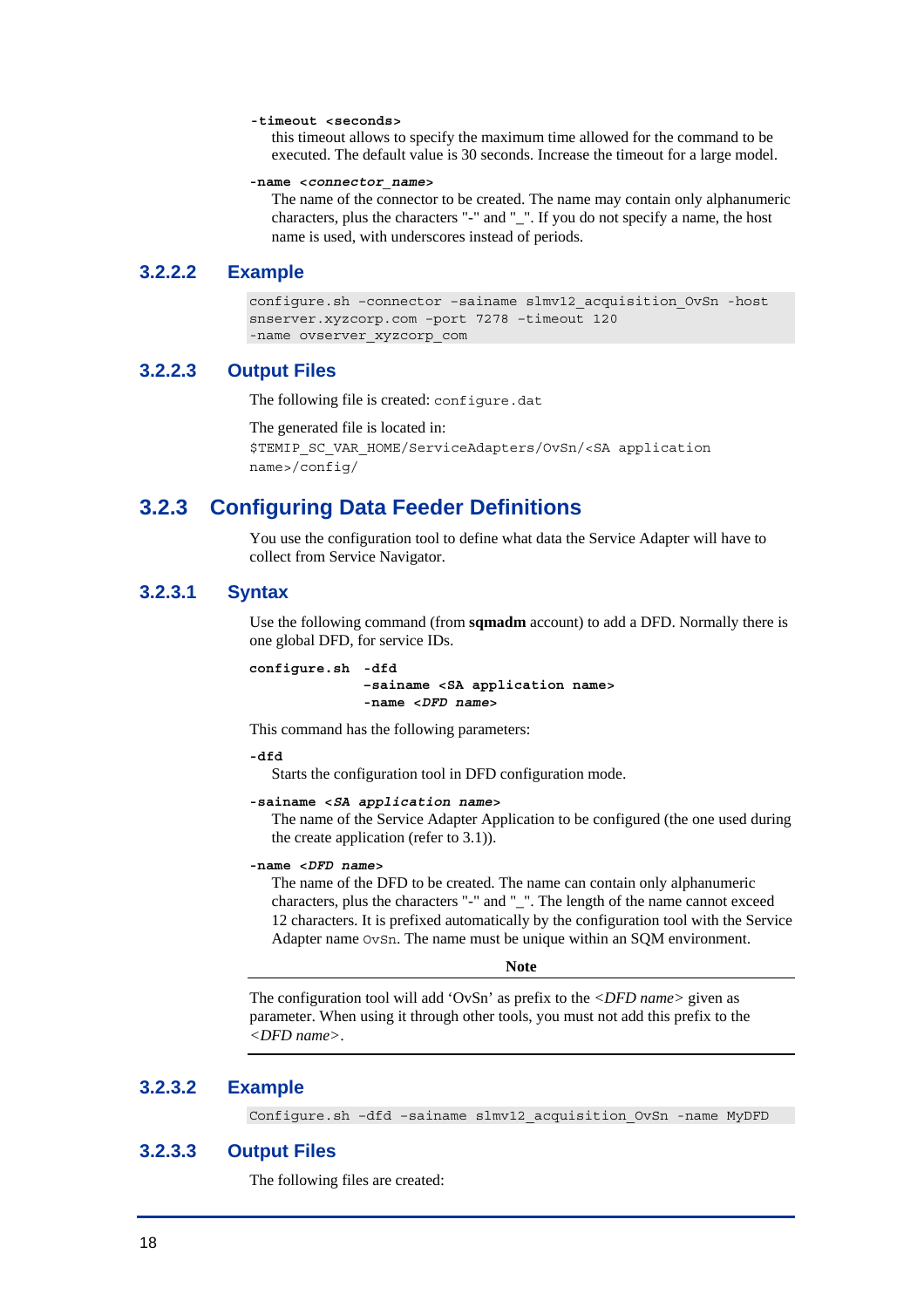**-timeout <seconds>**

this timeout allows to specify the maximum time allowed for the command to be executed. The default value is 30 seconds. Increase the timeout for a large model.

**-name <*connector_name*>**

The name of the connector to be created. The name may contain only alphanumeric characters, plus the characters "-" and "_". If you do not specify a name, the host name is used, with underscores instead of periods.

### 3.2.2.2 Example

```
configure.sh -connector -sainame slmv12_acquisition_OvSn -host
snserver.xyzcorp.com -port 7278 -timeout 120
-name ovserver_xyzcorp_com
```

### 3.2.2.3 Output Files

The following file is created: `configure.dat`

The generated file is located in:
`$TEMIP_SC_VAR_HOME/ServiceAdapters/OvSn/<SA application name>/config/`

## 3.2.3 Configuring Data Feeder Definitions

You use the configuration tool to define what data the Service Adapter will have to collect from Service Navigator.

### 3.2.3.1 Syntax

Use the following command (from **sqmadm** account) to add a DFD. Normally there is one global DFD, for service IDs.

```
configure.sh  -dfd
              -sainame <SA application name>
              -name <DFD name>
```

This command has the following parameters:

**-dfd**

Starts the configuration tool in DFD configuration mode.

**-sainame <*SA application name*>**

The name of the Service Adapter Application to be configured (the one used during the create application (refer to 3.1)).

**-name <*DFD name*>**

The name of the DFD to be created. The name can contain only alphanumeric characters, plus the characters "-" and "_". The length of the name cannot exceed 12 characters. It is prefixed automatically by the configuration tool with the Service Adapter name `OvSn`. The name must be unique within an SQM environment.

**Note**

The configuration tool will add 'OvSn' as prefix to the *<DFD name>* given as parameter. When using it through other tools, you must not add this prefix to the *<DFD name>*.

### 3.2.3.2 Example

```
Configure.sh -dfd -sainame slmv12_acquisition_OvSn -name MyDFD
```

### 3.2.3.3 Output Files

The following files are created: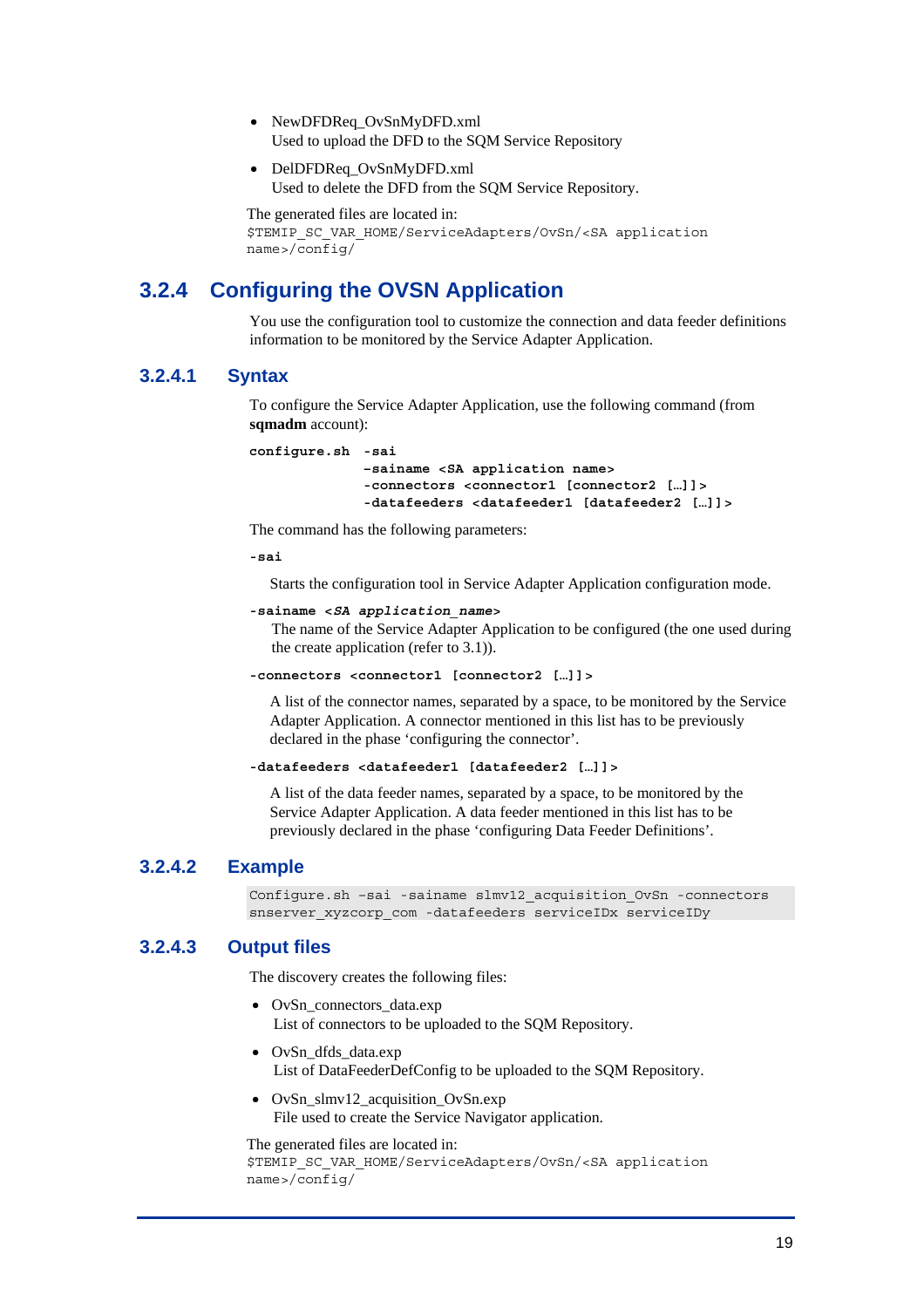- NewDFDReq_OvSnMyDFD.xml
  Used to upload the DFD to the SQM Service Repository
- DelDFDReq_OvSnMyDFD.xml
  Used to delete the DFD from the SQM Service Repository.

The generated files are located in:
`$TEMIP_SC_VAR_HOME/ServiceAdapters/OvSn/<SA application name>/config/`

## 3.2.4 Configuring the OVSN Application

You use the configuration tool to customize the connection and data feeder definitions information to be monitored by the Service Adapter Application.

### 3.2.4.1 Syntax

To configure the Service Adapter Application, use the following command (from **sqmadm** account):

```
configure.sh  -sai
              -sainame <SA application name>
              -connectors <connector1 [connector2 […]]>
              -datafeeders <datafeeder1 [datafeeder2 […]]>
```

The command has the following parameters:

**`-sai`**

Starts the configuration tool in Service Adapter Application configuration mode.

**`-sainame <SA application_name>`**

The name of the Service Adapter Application to be configured (the one used during the create application (refer to 3.1)).

**`-connectors <connector1 [connector2 […]]>`**

A list of the connector names, separated by a space, to be monitored by the Service Adapter Application. A connector mentioned in this list has to be previously declared in the phase 'configuring the connector'.

**`-datafeeders <datafeeder1 [datafeeder2 […]]>`**

A list of the data feeder names, separated by a space, to be monitored by the Service Adapter Application. A data feeder mentioned in this list has to be previously declared in the phase 'configuring Data Feeder Definitions'.

### 3.2.4.2 Example

```
Configure.sh -sai -sainame slmv12_acquisition_OvSn -connectors
snserver_xyzcorp_com -datafeeders serviceIDx serviceIDy
```

### 3.2.4.3 Output files

The discovery creates the following files:

- OvSn_connectors_data.exp
  List of connectors to be uploaded to the SQM Repository.
- OvSn_dfds_data.exp
  List of DataFeederDefConfig to be uploaded to the SQM Repository.
- OvSn_slmv12_acquisition_OvSn.exp
  File used to create the Service Navigator application.

The generated files are located in:
`$TEMIP_SC_VAR_HOME/ServiceAdapters/OvSn/<SA application name>/config/`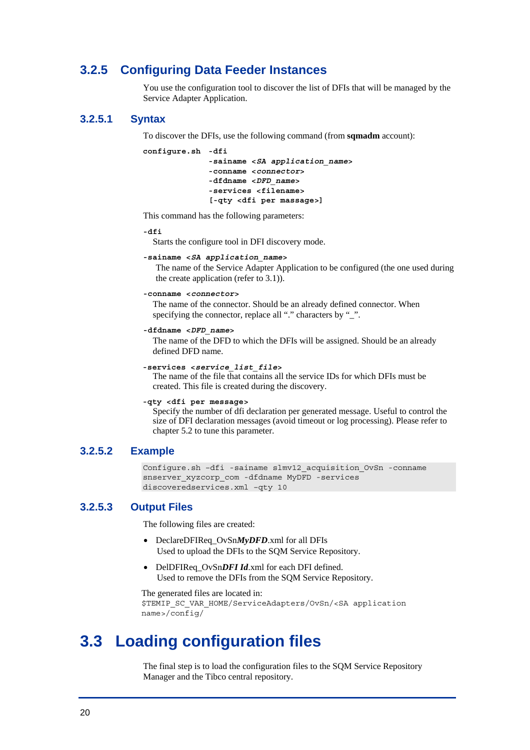## 3.2.5 Configuring Data Feeder Instances

You use the configuration tool to discover the list of DFIs that will be managed by the Service Adapter Application.

### 3.2.5.1 Syntax

To discover the DFIs, use the following command (from **sqmadm** account):

```
configure.sh  -dfi
              -sainame <SA application_name>
              -conname <connector>
              -dfdname <DFD_name>
              -services <filename>
              [-qty <dfi per massage>]
```

This command has the following parameters:

**-dfi**
Starts the configure tool in DFI discovery mode.

**-sainame <*SA application_name*>**
The name of the Service Adapter Application to be configured (the one used during the create application (refer to 3.1)).

**-conname <*connector*>**
The name of the connector. Should be an already defined connector. When specifying the connector, replace all "." characters by "_".

**-dfdname <*DFD_name*>**
The name of the DFD to which the DFIs will be assigned. Should be an already defined DFD name.

**-services <*service_list_file*>**
The name of the file that contains all the service IDs for which DFIs must be created. This file is created during the discovery.

**-qty <dfi per message>**
Specify the number of dfi declaration per generated message. Useful to control the size of DFI declaration messages (avoid timeout or log processing). Please refer to chapter 5.2 to tune this parameter.

### 3.2.5.2 Example

```
Configure.sh -dfi -sainame slmv12_acquisition_OvSn -conname
snserver_xyzcorp_com -dfdname MyDFD -services
discoveredservices.xml -qty 10
```

### 3.2.5.3 Output Files

The following files are created:

- DeclareDFIReq_OvSn***MyDFD***.xml for all DFIs
  Used to upload the DFIs to the SQM Service Repository.
- DelDFIReq_OvSn***DFI Id***.xml for each DFI defined.
  Used to remove the DFIs from the SQM Service Repository.

The generated files are located in:
`$TEMIP_SC_VAR_HOME/ServiceAdapters/OvSn/<SA application name>/config/`

# 3.3 Loading configuration files

The final step is to load the configuration files to the SQM Service Repository Manager and the Tibco central repository.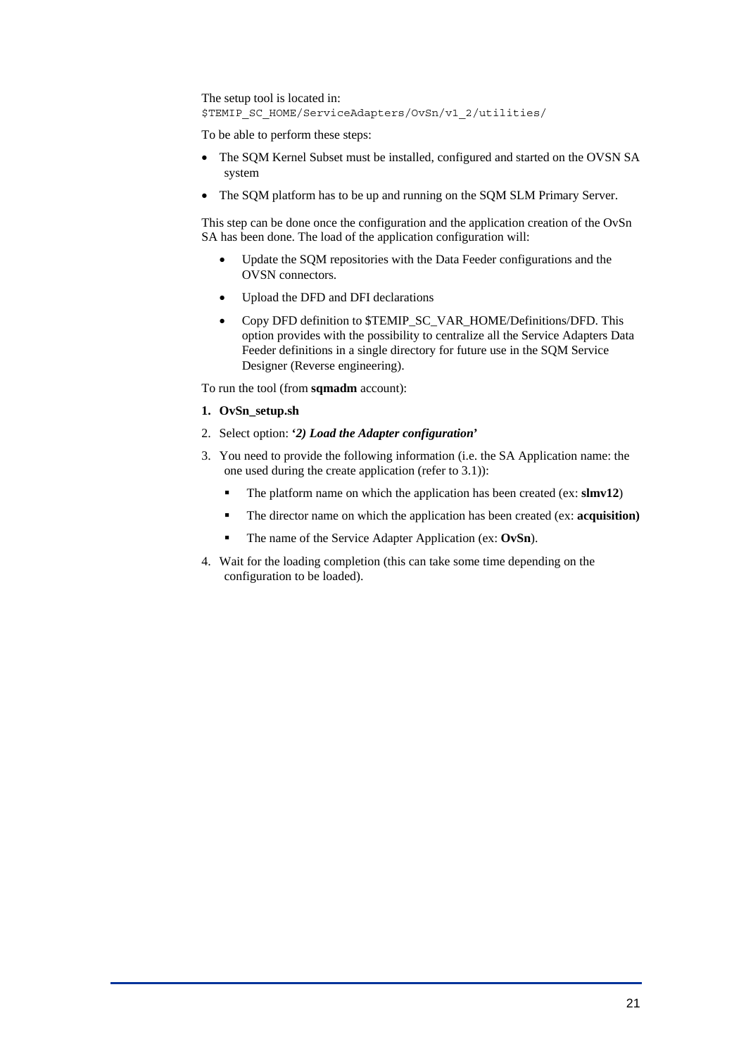The setup tool is located in:
`$TEMIP_SC_HOME/ServiceAdapters/OvSn/v1_2/utilities/`

To be able to perform these steps:

- The SQM Kernel Subset must be installed, configured and started on the OVSN SA system
- The SQM platform has to be up and running on the SQM SLM Primary Server.

This step can be done once the configuration and the application creation of the OvSn SA has been done. The load of the application configuration will:

- Update the SQM repositories with the Data Feeder configurations and the OVSN connectors.
- Upload the DFD and DFI declarations
- Copy DFD definition to $TEMIP_SC_VAR_HOME/Definitions/DFD. This option provides with the possibility to centralize all the Service Adapters Data Feeder definitions in a single directory for future use in the SQM Service Designer (Reverse engineering).

To run the tool (from **sqmadm** account):

1. **OvSn_setup.sh**
2. Select option: ***'2) Load the Adapter configuration'***
3. You need to provide the following information (i.e. the SA Application name: the one used during the create application (refer to 3.1)):
   - The platform name on which the application has been created (ex: **slmv12**)
   - The director name on which the application has been created (ex: **acquisition)**
   - The name of the Service Adapter Application (ex: **OvSn**).
4. Wait for the loading completion (this can take some time depending on the configuration to be loaded).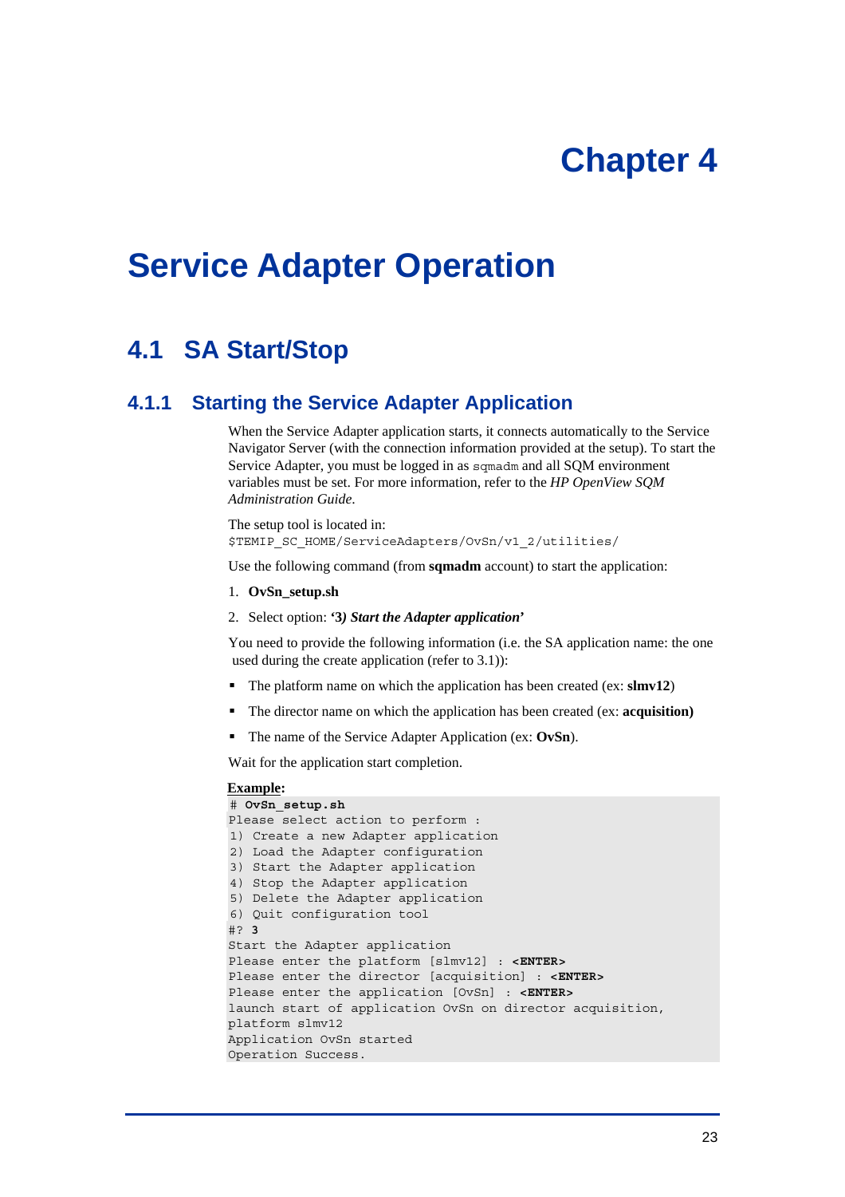# Chapter 4

# Service Adapter Operation

## 4.1 SA Start/Stop

### 4.1.1 Starting the Service Adapter Application

When the Service Adapter application starts, it connects automatically to the Service Navigator Server (with the connection information provided at the setup). To start the Service Adapter, you must be logged in as `sqmadm` and all SQM environment variables must be set. For more information, refer to the *HP OpenView SQM Administration Guide*.

The setup tool is located in:
`$TEMIP_SC_HOME/ServiceAdapters/OvSn/v1_2/utilities/`

Use the following command (from **sqmadm** account) to start the application:

1. **OvSn_setup.sh**
2. Select option: **'3)** ***Start the Adapter application*'**

You need to provide the following information (i.e. the SA application name: the one used during the create application (refer to 3.1)):

- The platform name on which the application has been created (ex: **slmv12**)
- The director name on which the application has been created (ex: **acquisition)**
- The name of the Service Adapter Application (ex: **OvSn**).

Wait for the application start completion.

**Example:**

```
# OvSn_setup.sh
Please select action to perform :
1) Create a new Adapter application
2) Load the Adapter configuration
3) Start the Adapter application
4) Stop the Adapter application
5) Delete the Adapter application
6) Quit configuration tool
#? 3
Start the Adapter application
Please enter the platform [slmv12] : <ENTER>
Please enter the director [acquisition] : <ENTER>
Please enter the application [OvSn] : <ENTER>
launch start of application OvSn on director acquisition,
platform slmv12
Application OvSn started
Operation Success.
```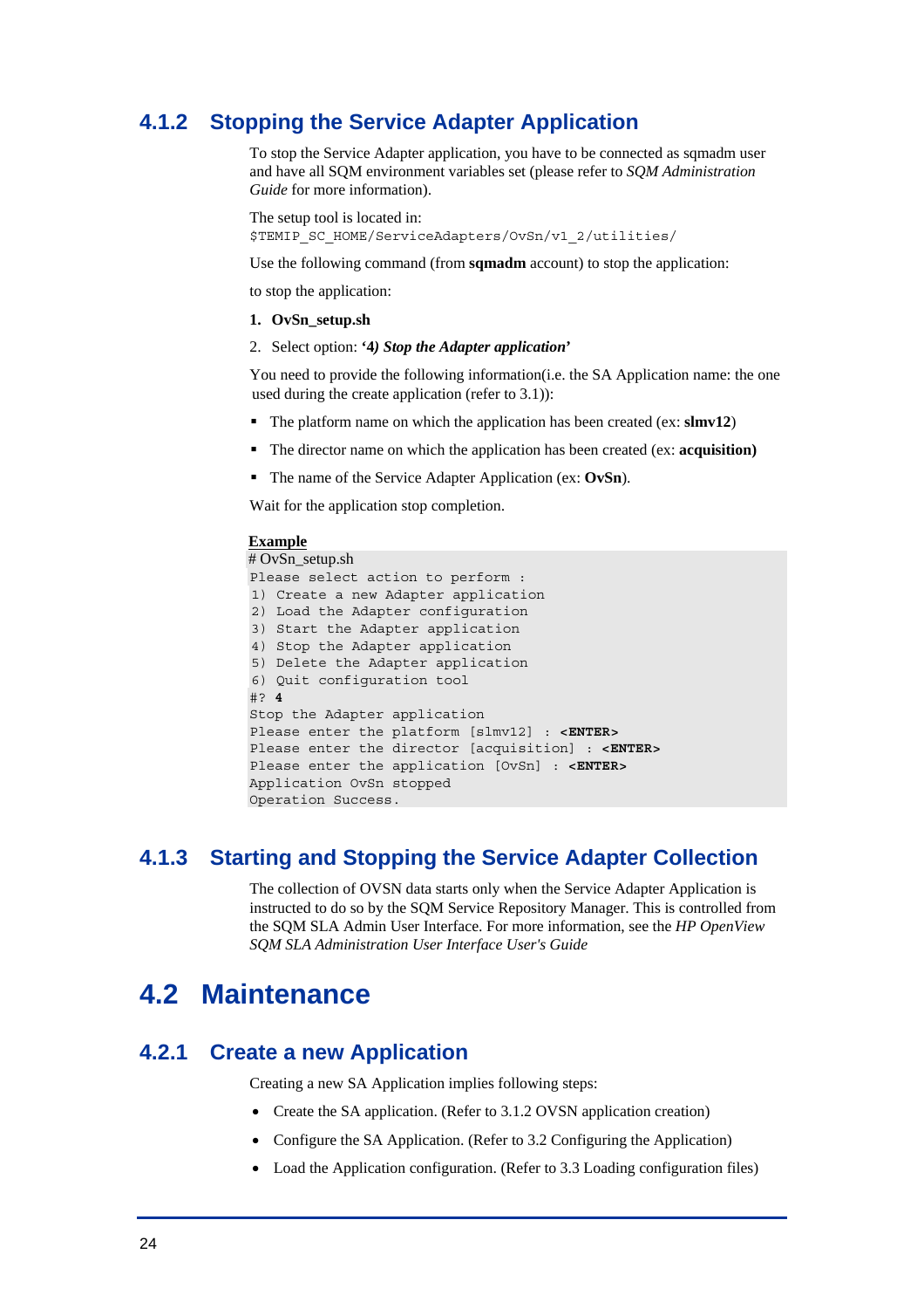### 4.1.2 Stopping the Service Adapter Application

To stop the Service Adapter application, you have to be connected as sqmadm user and have all SQM environment variables set (please refer to *SQM Administration Guide* for more information).

The setup tool is located in:
`$TEMIP_SC_HOME/ServiceAdapters/OvSn/v1_2/utilities/`

Use the following command (from **sqmadm** account) to stop the application:

to stop the application:

1. **OvSn_setup.sh**
2. Select option: **'4) *Stop the Adapter application*'**

You need to provide the following information(i.e. the SA Application name: the one used during the create application (refer to 3.1)):

- The platform name on which the application has been created (ex: **slmv12**)
- The director name on which the application has been created (ex: **acquisition)**
- The name of the Service Adapter Application (ex: **OvSn**).

Wait for the application stop completion.

**Example**

```
# OvSn_setup.sh
Please select action to perform :
1) Create a new Adapter application
2) Load the Adapter configuration
3) Start the Adapter application
4) Stop the Adapter application
5) Delete the Adapter application
6) Quit configuration tool
#? 4
Stop the Adapter application
Please enter the platform [slmv12] : <ENTER>
Please enter the director [acquisition] : <ENTER>
Please enter the application [OvSn] : <ENTER>
Application OvSn stopped
Operation Success.
```

### 4.1.3 Starting and Stopping the Service Adapter Collection

The collection of OVSN data starts only when the Service Adapter Application is instructed to do so by the SQM Service Repository Manager. This is controlled from the SQM SLA Admin User Interface. For more information, see the *HP OpenView SQM SLA Administration User Interface User's Guide*

## 4.2 Maintenance

### 4.2.1 Create a new Application

Creating a new SA Application implies following steps:

- Create the SA application. (Refer to 3.1.2 OVSN application creation)
- Configure the SA Application. (Refer to 3.2 Configuring the Application)
- Load the Application configuration. (Refer to 3.3 Loading configuration files)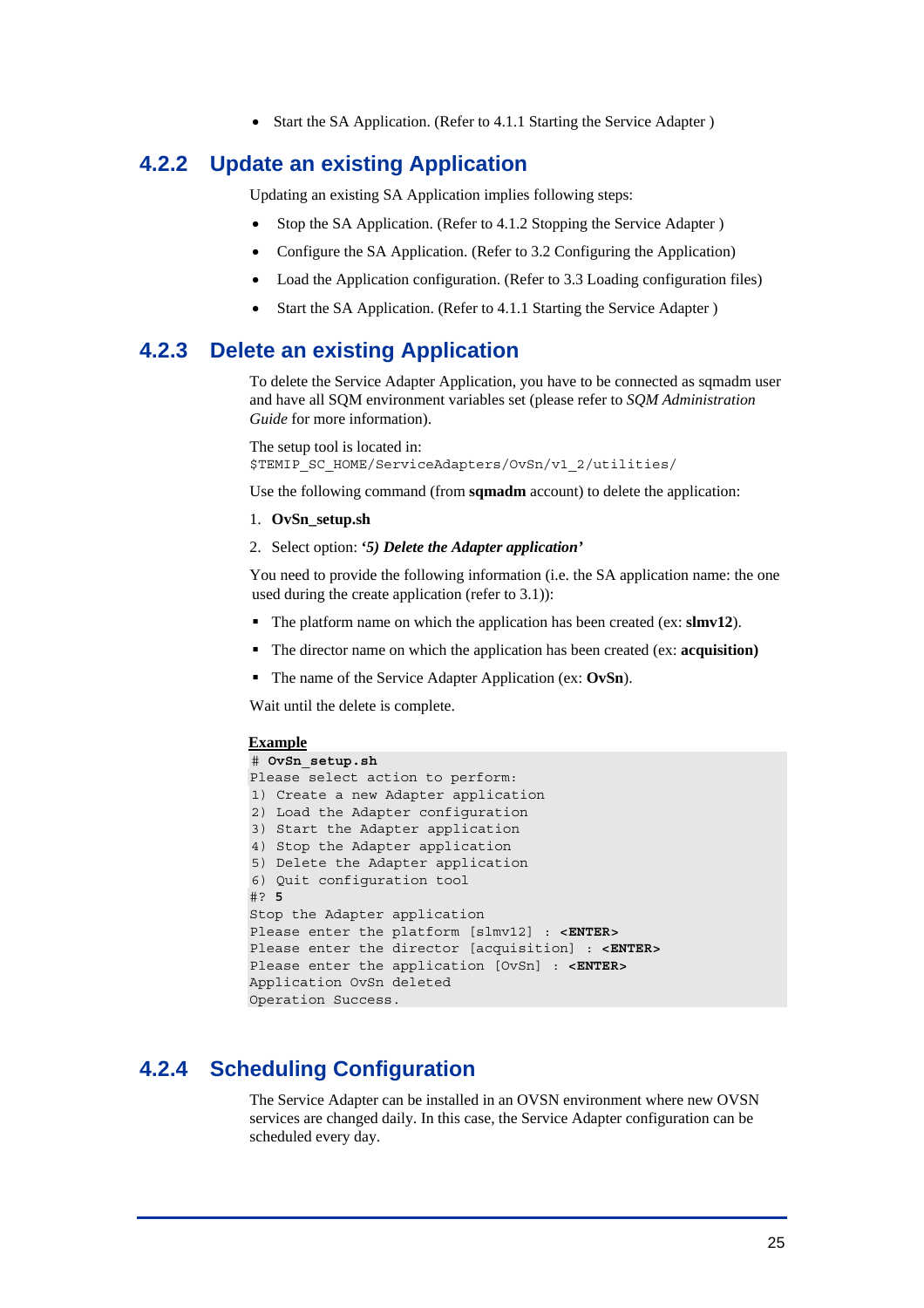- Start the SA Application. (Refer to 4.1.1 Starting the Service Adapter )

### 4.2.2 Update an existing Application

Updating an existing SA Application implies following steps:

- Stop the SA Application. (Refer to 4.1.2 Stopping the Service Adapter )
- Configure the SA Application. (Refer to 3.2 Configuring the Application)
- Load the Application configuration. (Refer to 3.3 Loading configuration files)
- Start the SA Application. (Refer to 4.1.1 Starting the Service Adapter )

### 4.2.3 Delete an existing Application

To delete the Service Adapter Application, you have to be connected as sqmadm user and have all SQM environment variables set (please refer to *SQM Administration Guide* for more information).

The setup tool is located in:
`$TEMIP_SC_HOME/ServiceAdapters/OvSn/v1_2/utilities/`

Use the following command (from **sqmadm** account) to delete the application:

1. **OvSn_setup.sh**
2. Select option: ***'5) Delete the Adapter application'***

You need to provide the following information (i.e. the SA application name: the one used during the create application (refer to 3.1)):

- The platform name on which the application has been created (ex: **slmv12**).
- The director name on which the application has been created (ex: **acquisition)**
- The name of the Service Adapter Application (ex: **OvSn**).

Wait until the delete is complete.

**Example**

```
# OvSn_setup.sh
Please select action to perform:
1) Create a new Adapter application
2) Load the Adapter configuration
3) Start the Adapter application
4) Stop the Adapter application
5) Delete the Adapter application
6) Quit configuration tool
#? 5
Stop the Adapter application
Please enter the platform [slmv12] : <ENTER>
Please enter the director [acquisition] : <ENTER>
Please enter the application [OvSn] : <ENTER>
Application OvSn deleted
Operation Success.
```

### 4.2.4 Scheduling Configuration

The Service Adapter can be installed in an OVSN environment where new OVSN services are changed daily. In this case, the Service Adapter configuration can be scheduled every day.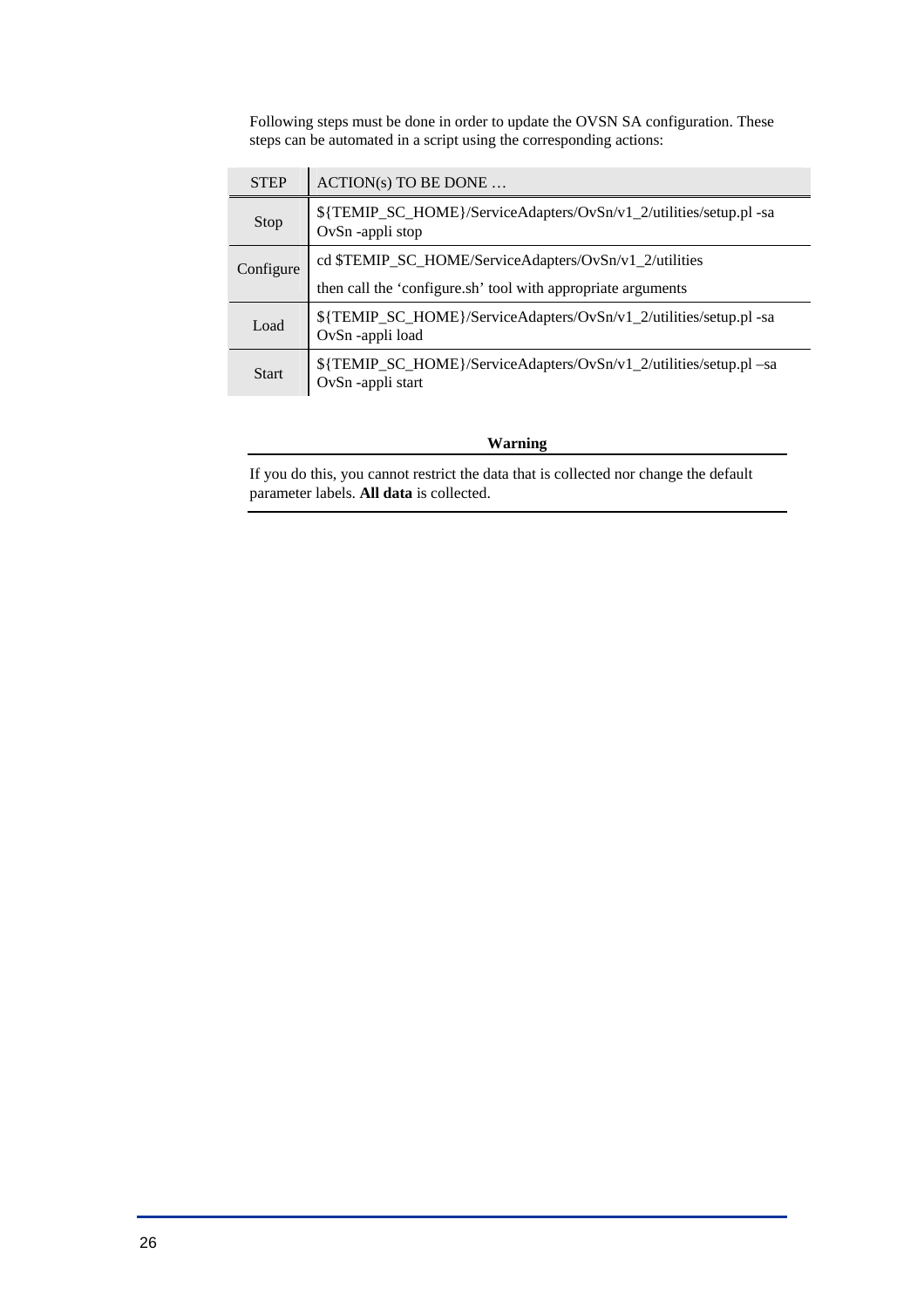Following steps must be done in order to update the OVSN SA configuration. These steps can be automated in a script using the corresponding actions:

| STEP | ACTION(s) TO BE DONE … |
|---|---|
| Stop | ${TEMIP_SC_HOME}/ServiceAdapters/OvSn/v1_2/utilities/setup.pl -sa OvSn -appli stop |
| Configure | cd $TEMIP_SC_HOME/ServiceAdapters/OvSn/v1_2/utilities<br><br>then call the 'configure.sh' tool with appropriate arguments |
| Load | ${TEMIP_SC_HOME}/ServiceAdapters/OvSn/v1_2/utilities/setup.pl -sa OvSn -appli load |
| Start | ${TEMIP_SC_HOME}/ServiceAdapters/OvSn/v1_2/utilities/setup.pl –sa OvSn -appli start |

**Warning**

If you do this, you cannot restrict the data that is collected nor change the default parameter labels. **All data** is collected.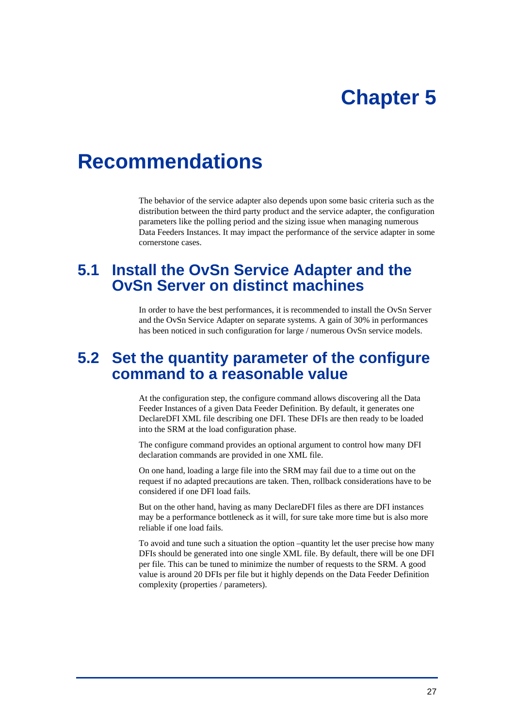# Chapter 5

# Recommendations

The behavior of the service adapter also depends upon some basic criteria such as the distribution between the third party product and the service adapter, the configuration parameters like the polling period and the sizing issue when managing numerous Data Feeders Instances. It may impact the performance of the service adapter in some cornerstone cases.

## 5.1 Install the OvSn Service Adapter and the OvSn Server on distinct machines

In order to have the best performances, it is recommended to install the OvSn Server and the OvSn Service Adapter on separate systems. A gain of 30% in performances has been noticed in such configuration for large / numerous OvSn service models.

## 5.2 Set the quantity parameter of the configure command to a reasonable value

At the configuration step, the configure command allows discovering all the Data Feeder Instances of a given Data Feeder Definition. By default, it generates one DeclareDFI XML file describing one DFI. These DFIs are then ready to be loaded into the SRM at the load configuration phase.

The configure command provides an optional argument to control how many DFI declaration commands are provided in one XML file.

On one hand, loading a large file into the SRM may fail due to a time out on the request if no adapted precautions are taken. Then, rollback considerations have to be considered if one DFI load fails.

But on the other hand, having as many DeclareDFI files as there are DFI instances may be a performance bottleneck as it will, for sure take more time but is also more reliable if one load fails.

To avoid and tune such a situation the option –quantity let the user precise how many DFIs should be generated into one single XML file. By default, there will be one DFI per file. This can be tuned to minimize the number of requests to the SRM. A good value is around 20 DFIs per file but it highly depends on the Data Feeder Definition complexity (properties / parameters).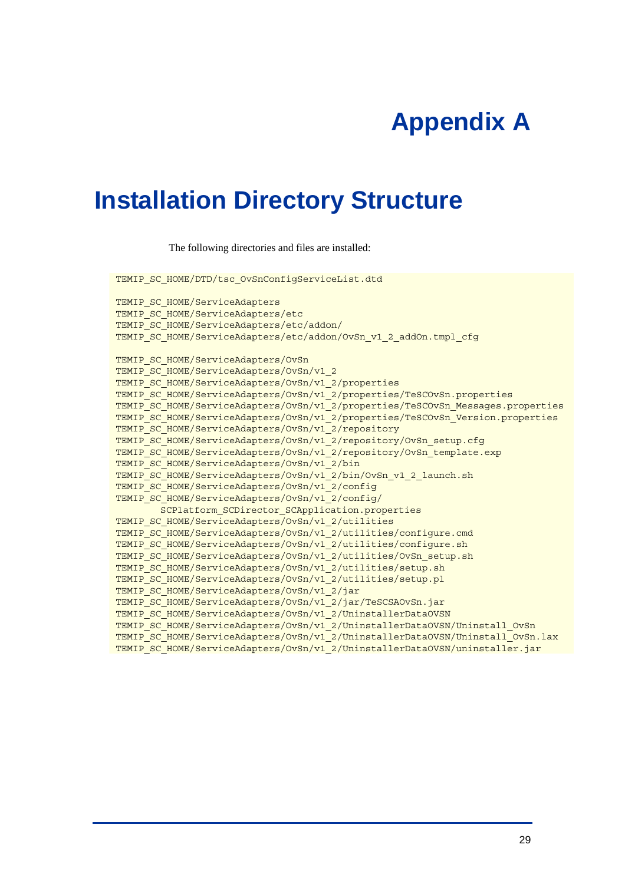# Appendix A

# Installation Directory Structure

The following directories and files are installed:

```
TEMIP_SC_HOME/DTD/tsc_OvSnConfigServiceList.dtd

TEMIP_SC_HOME/ServiceAdapters
TEMIP_SC_HOME/ServiceAdapters/etc
TEMIP_SC_HOME/ServiceAdapters/etc/addon/
TEMIP_SC_HOME/ServiceAdapters/etc/addon/OvSn_v1_2_addOn.tmpl_cfg

TEMIP_SC_HOME/ServiceAdapters/OvSn
TEMIP_SC_HOME/ServiceAdapters/OvSn/v1_2
TEMIP_SC_HOME/ServiceAdapters/OvSn/v1_2/properties
TEMIP_SC_HOME/ServiceAdapters/OvSn/v1_2/properties/TeSCOvSn.properties
TEMIP_SC_HOME/ServiceAdapters/OvSn/v1_2/properties/TeSCOvSn_Messages.properties
TEMIP_SC_HOME/ServiceAdapters/OvSn/v1_2/properties/TeSCOvSn_Version.properties
TEMIP_SC_HOME/ServiceAdapters/OvSn/v1_2/repository
TEMIP_SC_HOME/ServiceAdapters/OvSn/v1_2/repository/OvSn_setup.cfg
TEMIP_SC_HOME/ServiceAdapters/OvSn/v1_2/repository/OvSn_template.exp
TEMIP_SC_HOME/ServiceAdapters/OvSn/v1_2/bin
TEMIP_SC_HOME/ServiceAdapters/OvSn/v1_2/bin/OvSn_v1_2_launch.sh
TEMIP_SC_HOME/ServiceAdapters/OvSn/v1_2/config
TEMIP_SC_HOME/ServiceAdapters/OvSn/v1_2/config/
        SCPlatform_SCDirector_SCApplication.properties
TEMIP_SC_HOME/ServiceAdapters/OvSn/v1_2/utilities
TEMIP_SC_HOME/ServiceAdapters/OvSn/v1_2/utilities/configure.cmd
TEMIP_SC_HOME/ServiceAdapters/OvSn/v1_2/utilities/configure.sh
TEMIP_SC_HOME/ServiceAdapters/OvSn/v1_2/utilities/OvSn_setup.sh
TEMIP_SC_HOME/ServiceAdapters/OvSn/v1_2/utilities/setup.sh
TEMIP_SC_HOME/ServiceAdapters/OvSn/v1_2/utilities/setup.pl
TEMIP_SC_HOME/ServiceAdapters/OvSn/v1_2/jar
TEMIP_SC_HOME/ServiceAdapters/OvSn/v1_2/jar/TeSCSAOvSn.jar
TEMIP_SC_HOME/ServiceAdapters/OvSn/v1_2/UninstallerDataOVSN
TEMIP_SC_HOME/ServiceAdapters/OvSn/v1_2/UninstallerDataOVSN/Uninstall_OvSn
TEMIP_SC_HOME/ServiceAdapters/OvSn/v1_2/UninstallerDataOVSN/Uninstall_OvSn.lax
TEMIP_SC_HOME/ServiceAdapters/OvSn/v1_2/UninstallerDataOVSN/uninstaller.jar
```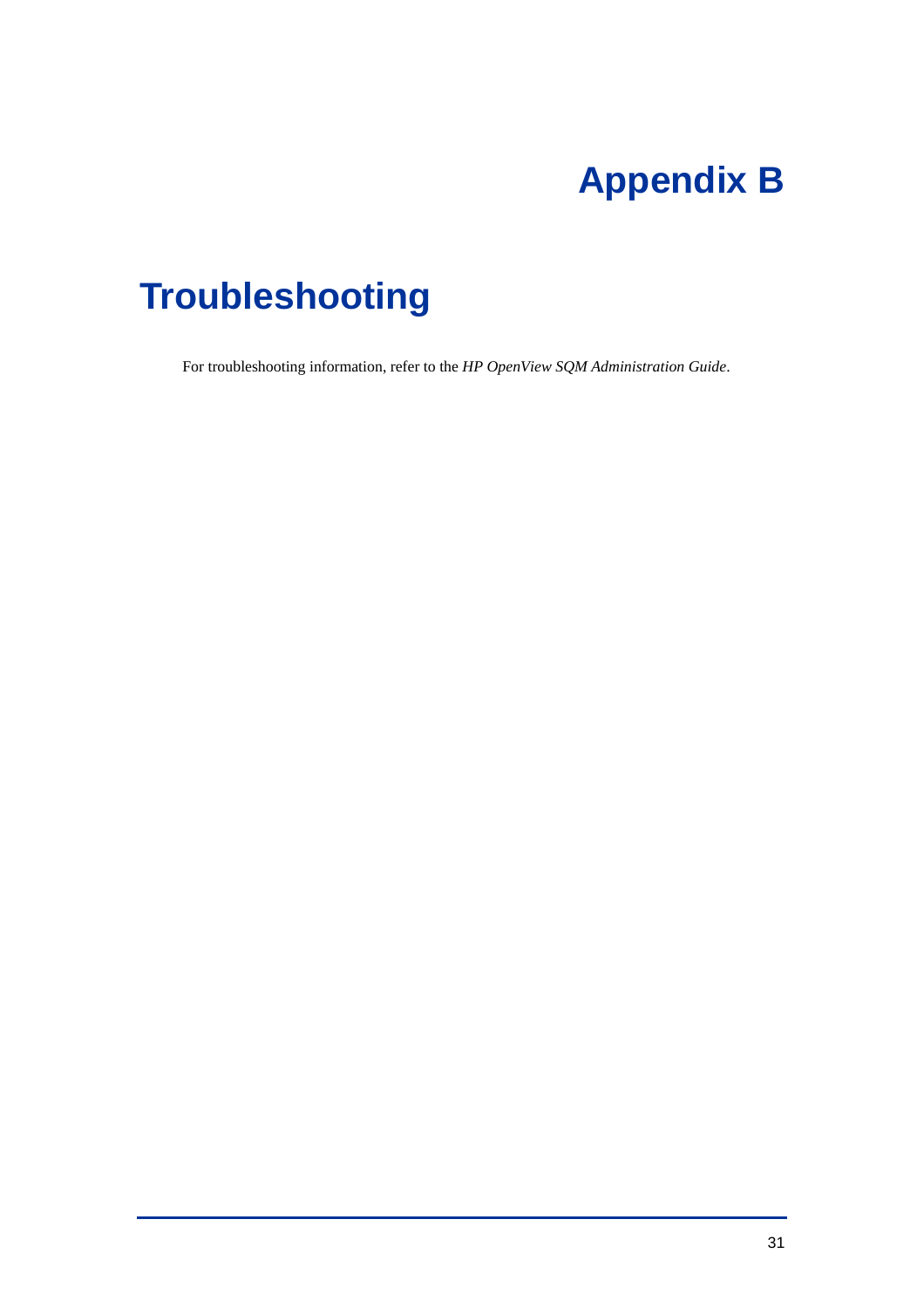# Appendix B

## Troubleshooting

For troubleshooting information, refer to the *HP OpenView SQM Administration Guide*.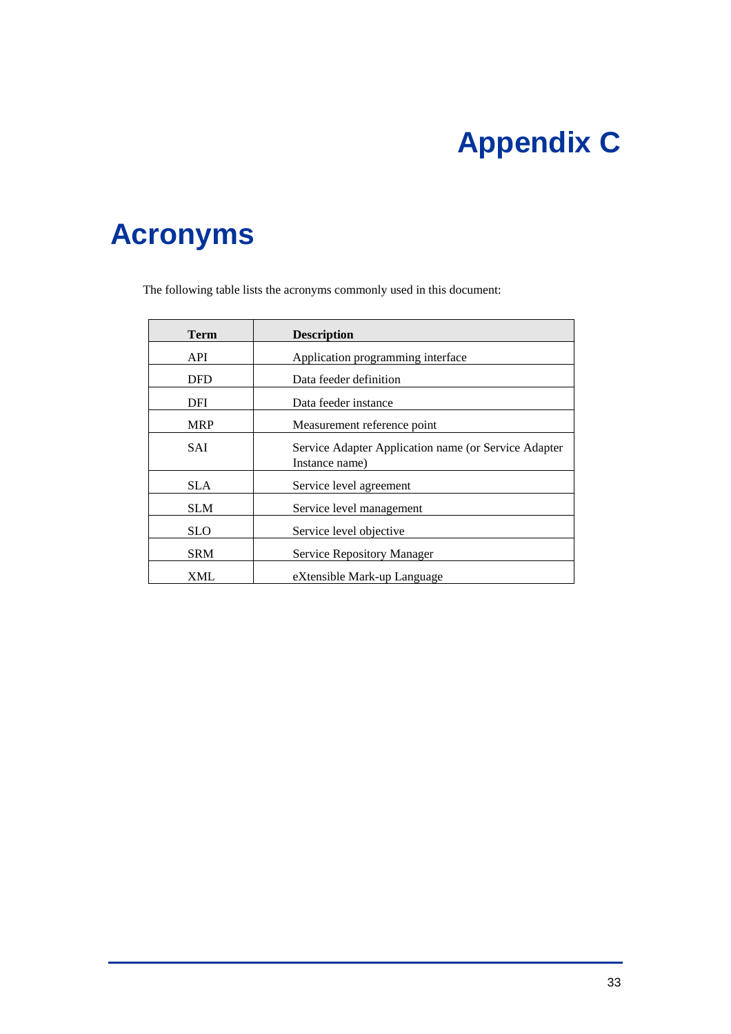# Appendix C

## Acronyms

The following table lists the acronyms commonly used in this document:

| Term | Description |
| --- | --- |
| API | Application programming interface |
| DFD | Data feeder definition |
| DFI | Data feeder instance |
| MRP | Measurement reference point |
| SAI | Service Adapter Application name (or Service Adapter Instance name) |
| SLA | Service level agreement |
| SLM | Service level management |
| SLO | Service level objective |
| SRM | Service Repository Manager |
| XML | eXtensible Mark-up Language |